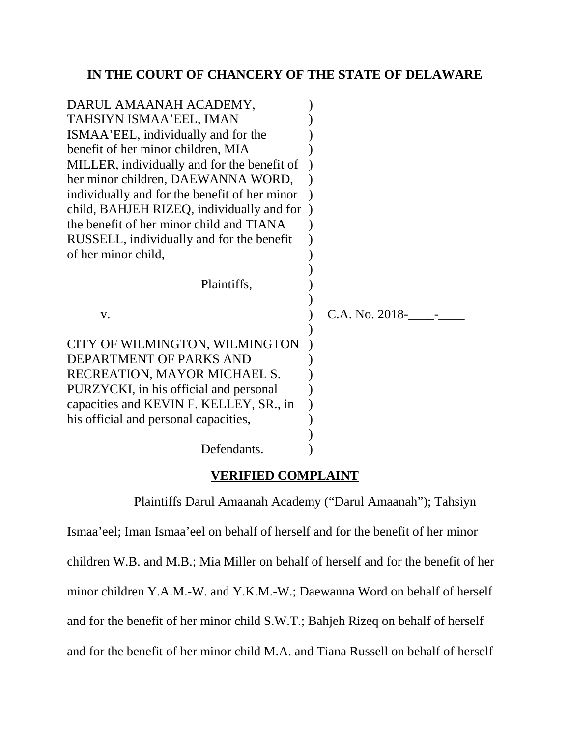# IN THE COURT OF CHANCERY OF THE STATE OF DELAWARE

DARUL AMAANAH ACADEMY, TAHSIYN ISMAA'EEL, IMAN ISMAA'EEL, individually and for the benefit of her minor children, MIA MILLER, individually and for the benefit of her minor children, DAEWANNA WORD, individually and for the benefit of her minor child, BAHJEH RIZEQ, individually and for the benefit of her minor child and TIANA RUSSELL, individually and for the benefit of her minor child,

Plaintiffs,

v.

C.A. No. 2018-____-____

CITY OF WILMINGTON, WILMINGTON DEPARTMENT OF PARKS AND RECREATION, MAYOR MICHAEL S. PURZYCKI, in his official and personal capacities and KEVIN F. KELLEY, SR., in his official and personal capacities,

Defendants.

## VERIFIED COMPLAINT

Plaintiffs Darul Amaanah Academy ("Darul Amaanah"); Tahsiyn Ismaa'eel; Iman Ismaa'eel on behalf of herself and for the benefit of her minor children W.B. and M.B.; Mia Miller on behalf of herself and for the benefit of her minor children Y.A.M.-W. and Y.K.M.-W.; Daewanna Word on behalf of herself and for the benefit of her minor child S.W.T.; Bahjeh Rizeq on behalf of herself and for the benefit of her minor child M.A. and Tiana Russell on behalf of herself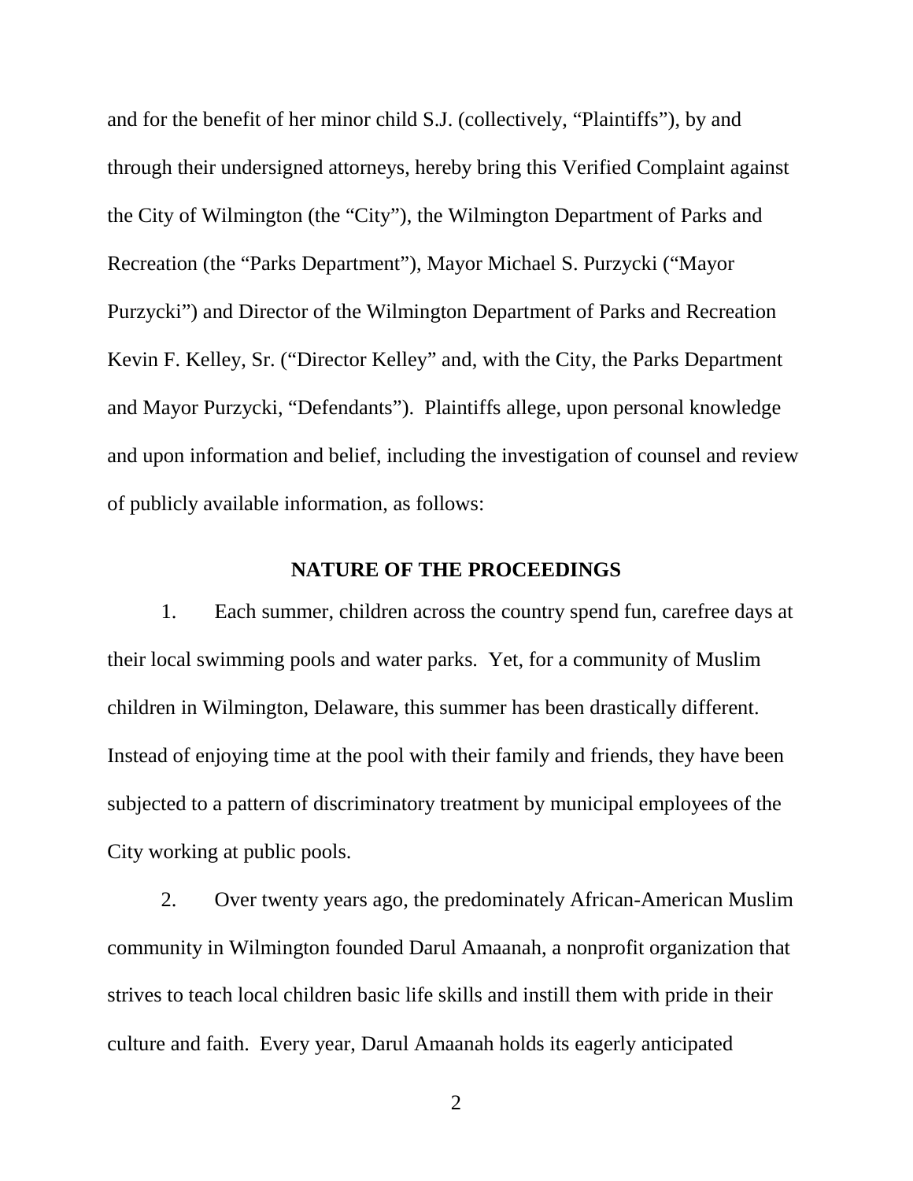and for the benefit of her minor child S.J. (collectively, "Plaintiffs"), by and through their undersigned attorneys, hereby bring this Verified Complaint against the City of Wilmington (the "City"), the Wilmington Department of Parks and Recreation (the "Parks Department"), Mayor Michael S. Purzycki ("Mayor Purzycki") and Director of the Wilmington Department of Parks and Recreation Kevin F. Kelley, Sr. ("Director Kelley" and, with the City, the Parks Department and Mayor Purzycki, "Defendants"). Plaintiffs allege, upon personal knowledge and upon information and belief, including the investigation of counsel and review of publicly available information, as follows:

## NATURE OF THE PROCEEDINGS

1. Each summer, children across the country spend fun, carefree days at their local swimming pools and water parks. Yet, for a community of Muslim children in Wilmington, Delaware, this summer has been drastically different. Instead of enjoying time at the pool with their family and friends, they have been subjected to a pattern of discriminatory treatment by municipal employees of the City working at public pools.

2. Over twenty years ago, the predominately African-American Muslim community in Wilmington founded Darul Amaanah, a nonprofit organization that strives to teach local children basic life skills and instill them with pride in their culture and faith. Every year, Darul Amaanah holds its eagerly anticipated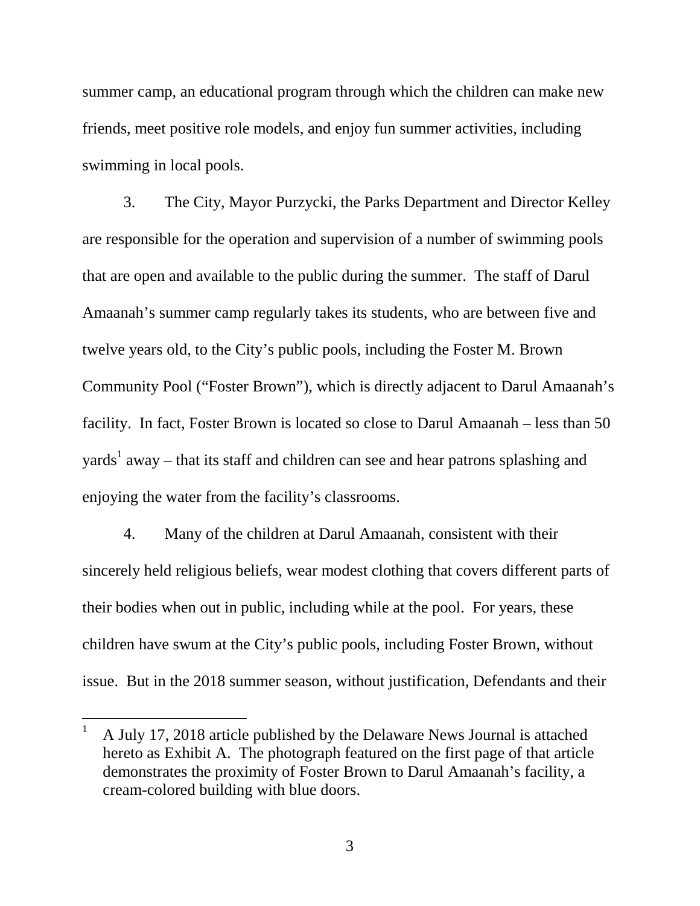summer camp, an educational program through which the children can make new friends, meet positive role models, and enjoy fun summer activities, including swimming in local pools.

3. The City, Mayor Purzycki, the Parks Department and Director Kelley are responsible for the operation and supervision of a number of swimming pools that are open and available to the public during the summer. The staff of Darul Amaanah's summer camp regularly takes its students, who are between five and twelve years old, to the City's public pools, including the Foster M. Brown Community Pool ("Foster Brown"), which is directly adjacent to Darul Amaanah's facility. In fact, Foster Brown is located so close to Darul Amaanah – less than 50 yards[1] away – that its staff and children can see and hear patrons splashing and enjoying the water from the facility's classrooms.

4. Many of the children at Darul Amaanah, consistent with their sincerely held religious beliefs, wear modest clothing that covers different parts of their bodies when out in public, including while at the pool. For years, these children have swum at the City's public pools, including Foster Brown, without issue. But in the 2018 summer season, without justification, Defendants and their

[1] A July 17, 2018 article published by the Delaware News Journal is attached hereto as Exhibit A. The photograph featured on the first page of that article demonstrates the proximity of Foster Brown to Darul Amaanah's facility, a cream-colored building with blue doors.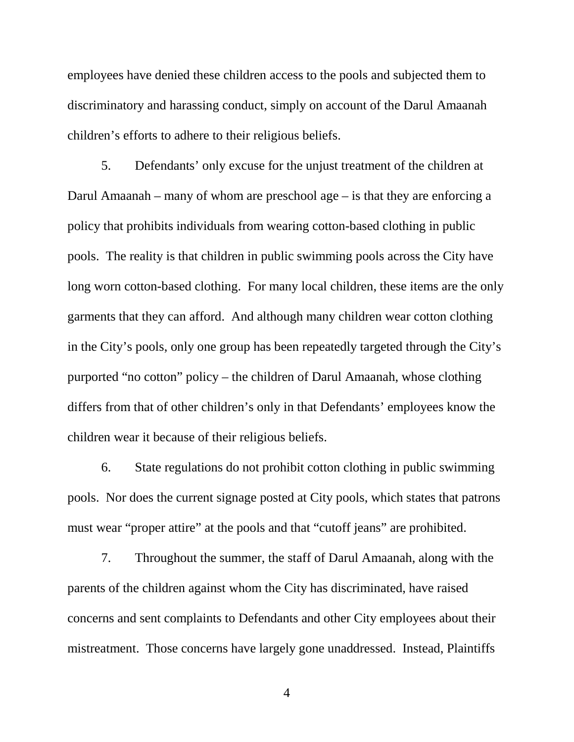employees have denied these children access to the pools and subjected them to discriminatory and harassing conduct, simply on account of the Darul Amaanah children's efforts to adhere to their religious beliefs.

5. Defendants' only excuse for the unjust treatment of the children at Darul Amaanah – many of whom are preschool age – is that they are enforcing a policy that prohibits individuals from wearing cotton-based clothing in public pools. The reality is that children in public swimming pools across the City have long worn cotton-based clothing. For many local children, these items are the only garments that they can afford. And although many children wear cotton clothing in the City's pools, only one group has been repeatedly targeted through the City's purported "no cotton" policy – the children of Darul Amaanah, whose clothing differs from that of other children's only in that Defendants' employees know the children wear it because of their religious beliefs.

6. State regulations do not prohibit cotton clothing in public swimming pools. Nor does the current signage posted at City pools, which states that patrons must wear "proper attire" at the pools and that "cutoff jeans" are prohibited.

7. Throughout the summer, the staff of Darul Amaanah, along with the parents of the children against whom the City has discriminated, have raised concerns and sent complaints to Defendants and other City employees about their mistreatment. Those concerns have largely gone unaddressed. Instead, Plaintiffs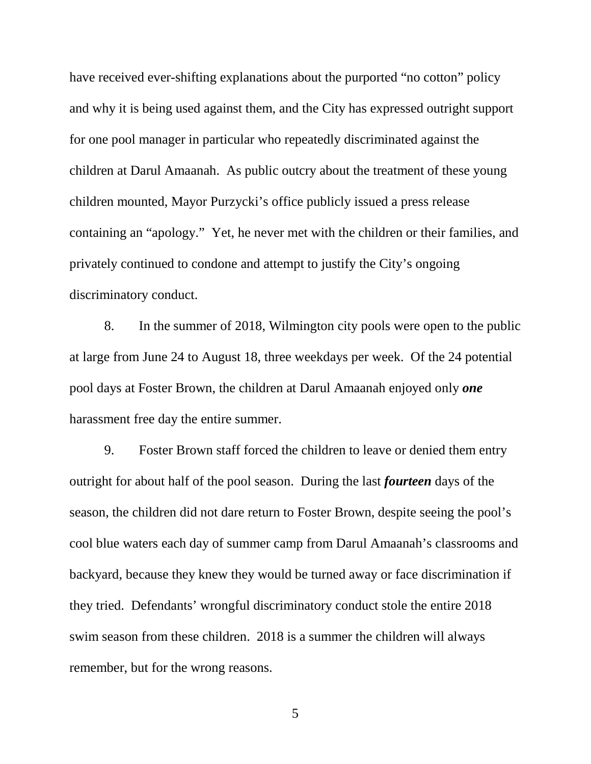have received ever-shifting explanations about the purported "no cotton" policy and why it is being used against them, and the City has expressed outright support for one pool manager in particular who repeatedly discriminated against the children at Darul Amaanah. As public outcry about the treatment of these young children mounted, Mayor Purzycki's office publicly issued a press release containing an "apology." Yet, he never met with the children or their families, and privately continued to condone and attempt to justify the City's ongoing discriminatory conduct.

8. In the summer of 2018, Wilmington city pools were open to the public at large from June 24 to August 18, three weekdays per week. Of the 24 potential pool days at Foster Brown, the children at Darul Amaanah enjoyed only ***one*** harassment free day the entire summer.

9. Foster Brown staff forced the children to leave or denied them entry outright for about half of the pool season. During the last ***fourteen*** days of the season, the children did not dare return to Foster Brown, despite seeing the pool's cool blue waters each day of summer camp from Darul Amaanah's classrooms and backyard, because they knew they would be turned away or face discrimination if they tried. Defendants' wrongful discriminatory conduct stole the entire 2018 swim season from these children. 2018 is a summer the children will always remember, but for the wrong reasons.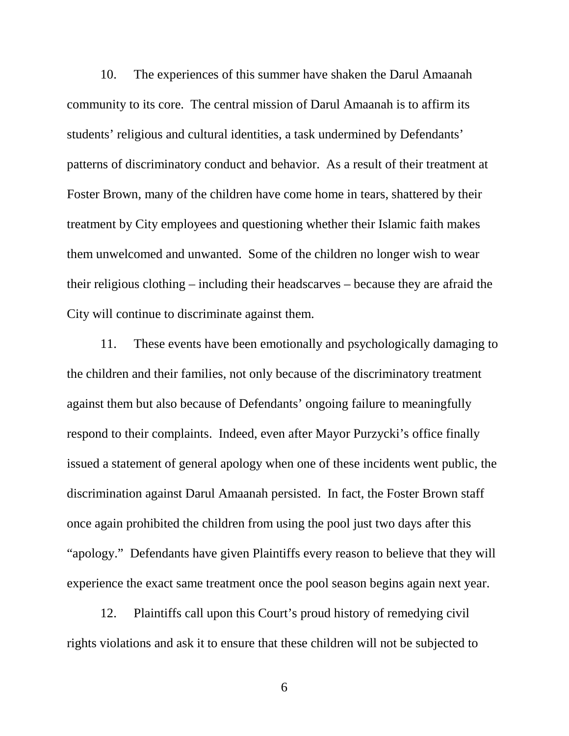10. The experiences of this summer have shaken the Darul Amaanah community to its core. The central mission of Darul Amaanah is to affirm its students' religious and cultural identities, a task undermined by Defendants' patterns of discriminatory conduct and behavior. As a result of their treatment at Foster Brown, many of the children have come home in tears, shattered by their treatment by City employees and questioning whether their Islamic faith makes them unwelcomed and unwanted. Some of the children no longer wish to wear their religious clothing – including their headscarves – because they are afraid the City will continue to discriminate against them.

11. These events have been emotionally and psychologically damaging to the children and their families, not only because of the discriminatory treatment against them but also because of Defendants' ongoing failure to meaningfully respond to their complaints. Indeed, even after Mayor Purzycki's office finally issued a statement of general apology when one of these incidents went public, the discrimination against Darul Amaanah persisted. In fact, the Foster Brown staff once again prohibited the children from using the pool just two days after this "apology." Defendants have given Plaintiffs every reason to believe that they will experience the exact same treatment once the pool season begins again next year.

12. Plaintiffs call upon this Court's proud history of remedying civil rights violations and ask it to ensure that these children will not be subjected to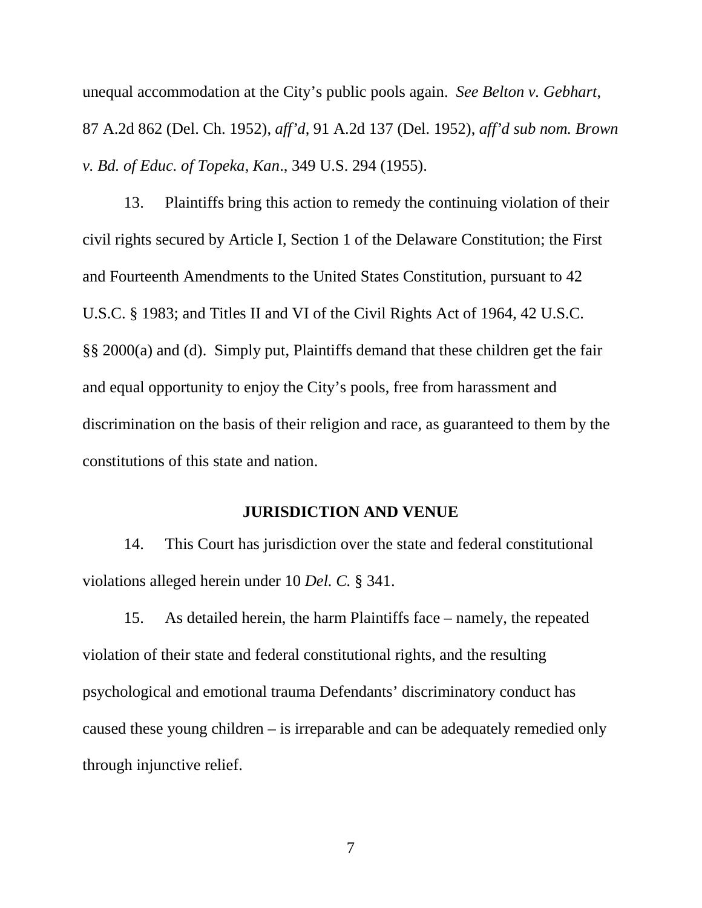unequal accommodation at the City's public pools again. *See Belton v. Gebhart*, 87 A.2d 862 (Del. Ch. 1952), *aff'd*, 91 A.2d 137 (Del. 1952), *aff'd sub nom. Brown v. Bd. of Educ. of Topeka, Kan*., 349 U.S. 294 (1955).

13. Plaintiffs bring this action to remedy the continuing violation of their civil rights secured by Article I, Section 1 of the Delaware Constitution; the First and Fourteenth Amendments to the United States Constitution, pursuant to 42 U.S.C. § 1983; and Titles II and VI of the Civil Rights Act of 1964, 42 U.S.C. §§ 2000(a) and (d). Simply put, Plaintiffs demand that these children get the fair and equal opportunity to enjoy the City's pools, free from harassment and discrimination on the basis of their religion and race, as guaranteed to them by the constitutions of this state and nation.

## JURISDICTION AND VENUE

14. This Court has jurisdiction over the state and federal constitutional violations alleged herein under 10 *Del. C.* § 341.

15. As detailed herein, the harm Plaintiffs face – namely, the repeated violation of their state and federal constitutional rights, and the resulting psychological and emotional trauma Defendants' discriminatory conduct has caused these young children – is irreparable and can be adequately remedied only through injunctive relief.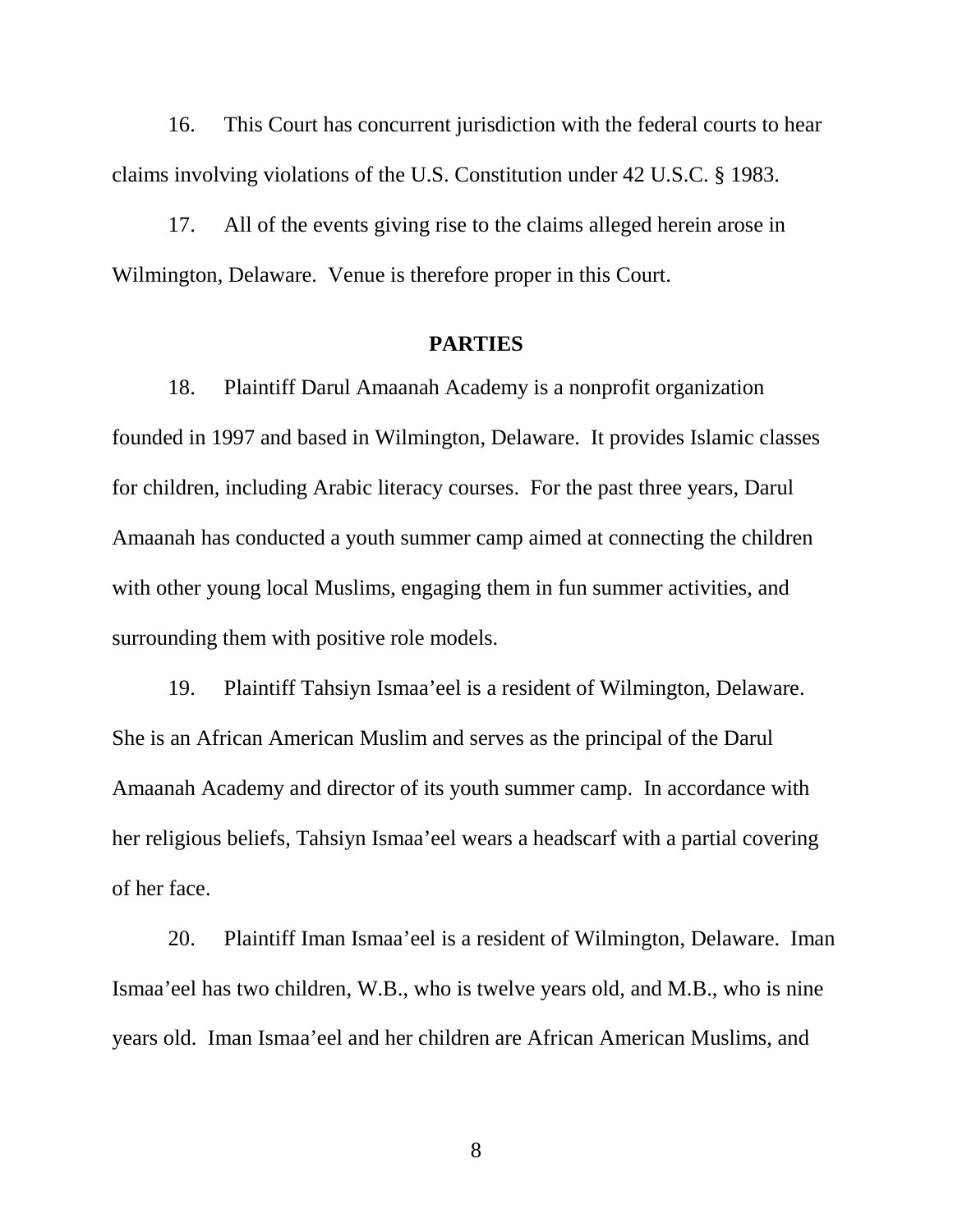16. This Court has concurrent jurisdiction with the federal courts to hear claims involving violations of the U.S. Constitution under 42 U.S.C. § 1983.

17. All of the events giving rise to the claims alleged herein arose in Wilmington, Delaware. Venue is therefore proper in this Court.

## PARTIES

18. Plaintiff Darul Amaanah Academy is a nonprofit organization founded in 1997 and based in Wilmington, Delaware. It provides Islamic classes for children, including Arabic literacy courses. For the past three years, Darul Amaanah has conducted a youth summer camp aimed at connecting the children with other young local Muslims, engaging them in fun summer activities, and surrounding them with positive role models.

19. Plaintiff Tahsiyn Ismaa'eel is a resident of Wilmington, Delaware. She is an African American Muslim and serves as the principal of the Darul Amaanah Academy and director of its youth summer camp. In accordance with her religious beliefs, Tahsiyn Ismaa'eel wears a headscarf with a partial covering of her face.

20. Plaintiff Iman Ismaa'eel is a resident of Wilmington, Delaware. Iman Ismaa'eel has two children, W.B., who is twelve years old, and M.B., who is nine years old. Iman Ismaa'eel and her children are African American Muslims, and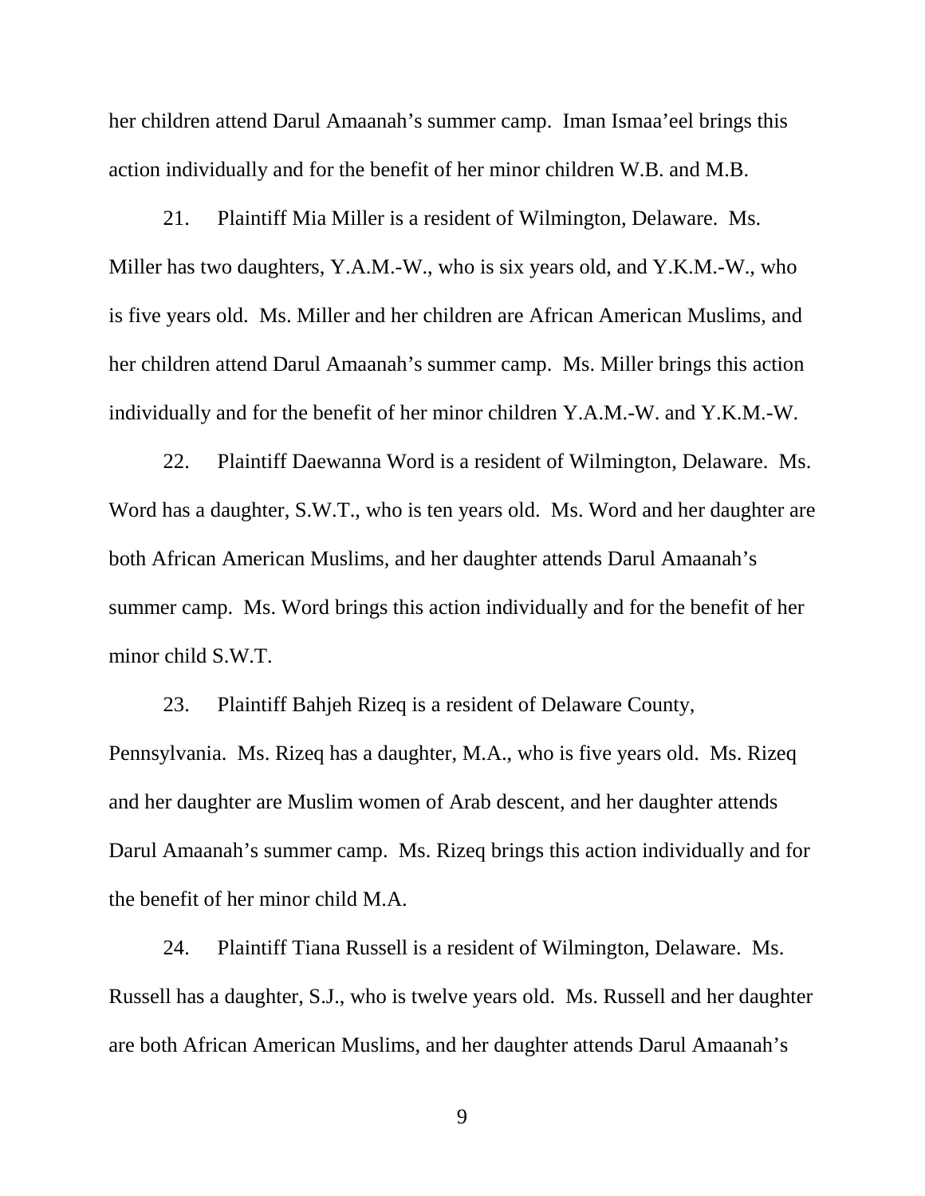her children attend Darul Amaanah's summer camp. Iman Ismaa'eel brings this action individually and for the benefit of her minor children W.B. and M.B.

21. Plaintiff Mia Miller is a resident of Wilmington, Delaware. Ms. Miller has two daughters, Y.A.M.-W., who is six years old, and Y.K.M.-W., who is five years old. Ms. Miller and her children are African American Muslims, and her children attend Darul Amaanah's summer camp. Ms. Miller brings this action individually and for the benefit of her minor children Y.A.M.-W. and Y.K.M.-W.

22. Plaintiff Daewanna Word is a resident of Wilmington, Delaware. Ms. Word has a daughter, S.W.T., who is ten years old. Ms. Word and her daughter are both African American Muslims, and her daughter attends Darul Amaanah's summer camp. Ms. Word brings this action individually and for the benefit of her minor child S.W.T.

23. Plaintiff Bahjeh Rizeq is a resident of Delaware County, Pennsylvania. Ms. Rizeq has a daughter, M.A., who is five years old. Ms. Rizeq and her daughter are Muslim women of Arab descent, and her daughter attends Darul Amaanah's summer camp. Ms. Rizeq brings this action individually and for the benefit of her minor child M.A.

24. Plaintiff Tiana Russell is a resident of Wilmington, Delaware. Ms. Russell has a daughter, S.J., who is twelve years old. Ms. Russell and her daughter are both African American Muslims, and her daughter attends Darul Amaanah's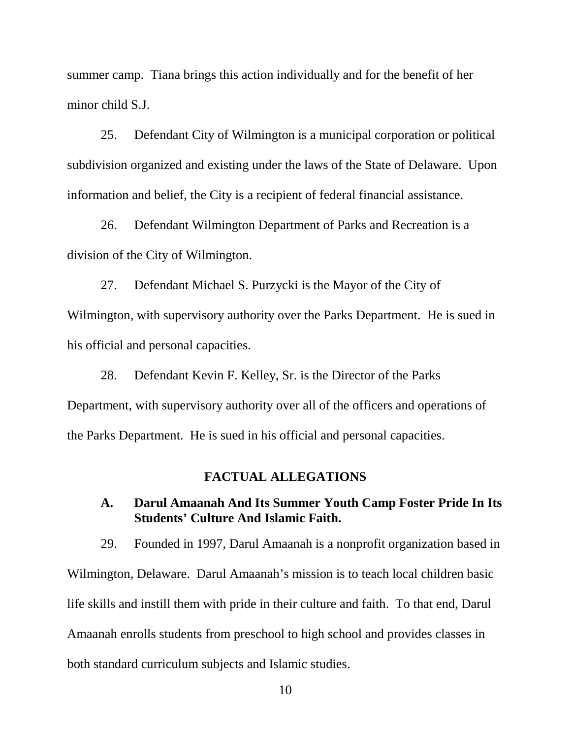summer camp. Tiana brings this action individually and for the benefit of her minor child S.J.

25. Defendant City of Wilmington is a municipal corporation or political subdivision organized and existing under the laws of the State of Delaware. Upon information and belief, the City is a recipient of federal financial assistance.

26. Defendant Wilmington Department of Parks and Recreation is a division of the City of Wilmington.

27. Defendant Michael S. Purzycki is the Mayor of the City of Wilmington, with supervisory authority over the Parks Department. He is sued in his official and personal capacities.

28. Defendant Kevin F. Kelley, Sr. is the Director of the Parks Department, with supervisory authority over all of the officers and operations of the Parks Department. He is sued in his official and personal capacities.

## FACTUAL ALLEGATIONS

### A. Darul Amaanah And Its Summer Youth Camp Foster Pride In Its Students' Culture And Islamic Faith.

29. Founded in 1997, Darul Amaanah is a nonprofit organization based in Wilmington, Delaware. Darul Amaanah's mission is to teach local children basic life skills and instill them with pride in their culture and faith. To that end, Darul Amaanah enrolls students from preschool to high school and provides classes in both standard curriculum subjects and Islamic studies.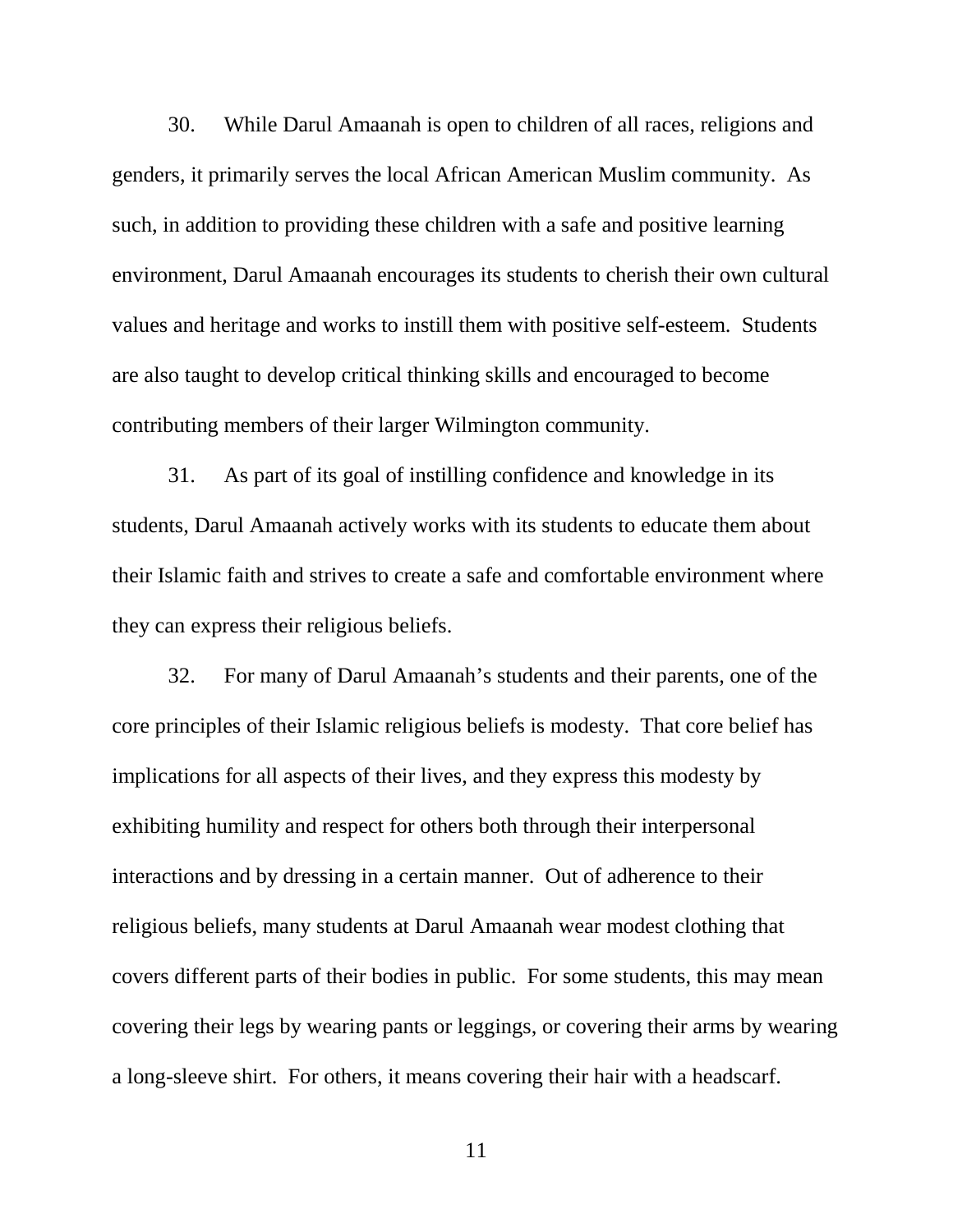30. While Darul Amaanah is open to children of all races, religions and genders, it primarily serves the local African American Muslim community. As such, in addition to providing these children with a safe and positive learning environment, Darul Amaanah encourages its students to cherish their own cultural values and heritage and works to instill them with positive self-esteem. Students are also taught to develop critical thinking skills and encouraged to become contributing members of their larger Wilmington community.

31. As part of its goal of instilling confidence and knowledge in its students, Darul Amaanah actively works with its students to educate them about their Islamic faith and strives to create a safe and comfortable environment where they can express their religious beliefs.

32. For many of Darul Amaanah's students and their parents, one of the core principles of their Islamic religious beliefs is modesty. That core belief has implications for all aspects of their lives, and they express this modesty by exhibiting humility and respect for others both through their interpersonal interactions and by dressing in a certain manner. Out of adherence to their religious beliefs, many students at Darul Amaanah wear modest clothing that covers different parts of their bodies in public. For some students, this may mean covering their legs by wearing pants or leggings, or covering their arms by wearing a long-sleeve shirt. For others, it means covering their hair with a headscarf.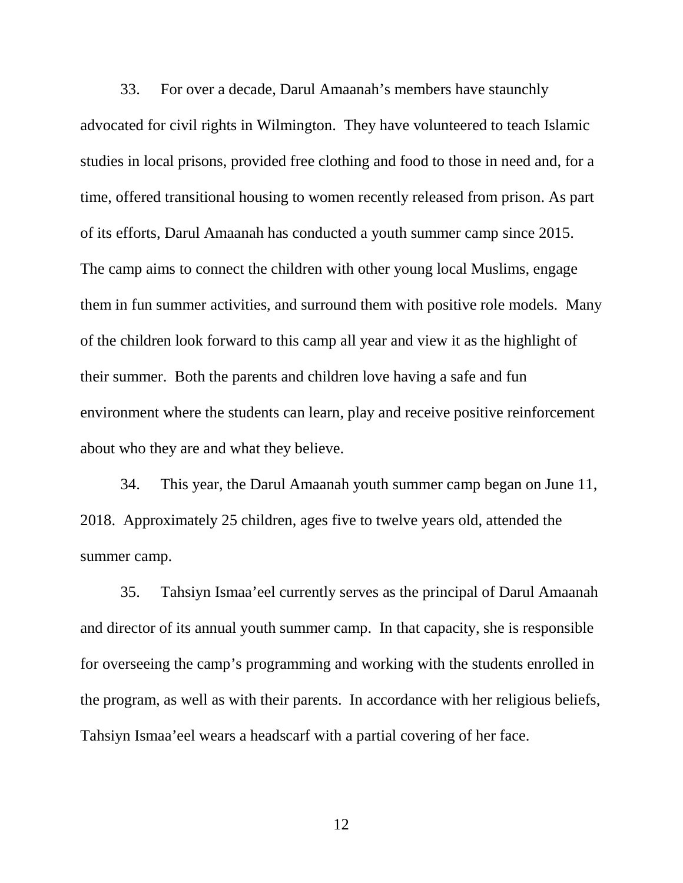33. For over a decade, Darul Amaanah's members have staunchly advocated for civil rights in Wilmington. They have volunteered to teach Islamic studies in local prisons, provided free clothing and food to those in need and, for a time, offered transitional housing to women recently released from prison. As part of its efforts, Darul Amaanah has conducted a youth summer camp since 2015. The camp aims to connect the children with other young local Muslims, engage them in fun summer activities, and surround them with positive role models. Many of the children look forward to this camp all year and view it as the highlight of their summer. Both the parents and children love having a safe and fun environment where the students can learn, play and receive positive reinforcement about who they are and what they believe.

34. This year, the Darul Amaanah youth summer camp began on June 11, 2018. Approximately 25 children, ages five to twelve years old, attended the summer camp.

35. Tahsiyn Ismaa'eel currently serves as the principal of Darul Amaanah and director of its annual youth summer camp. In that capacity, she is responsible for overseeing the camp's programming and working with the students enrolled in the program, as well as with their parents. In accordance with her religious beliefs, Tahsiyn Ismaa'eel wears a headscarf with a partial covering of her face.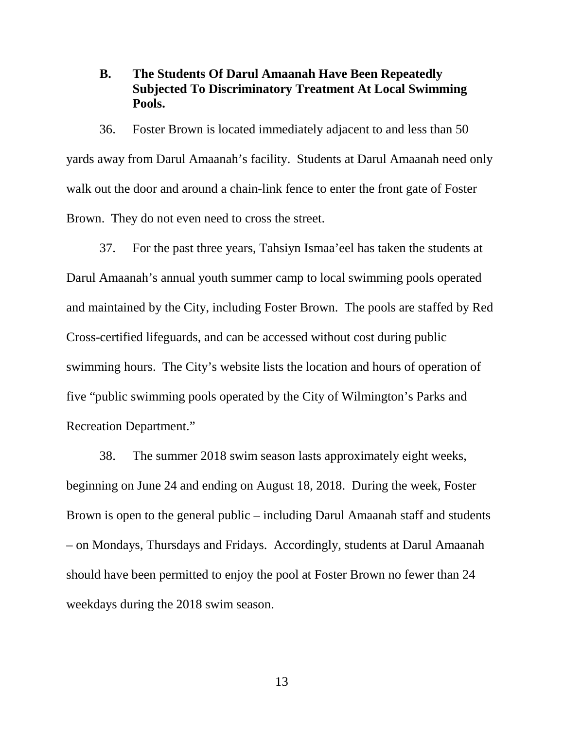### B. The Students Of Darul Amaanah Have Been Repeatedly Subjected To Discriminatory Treatment At Local Swimming Pools.

36. Foster Brown is located immediately adjacent to and less than 50 yards away from Darul Amaanah's facility. Students at Darul Amaanah need only walk out the door and around a chain-link fence to enter the front gate of Foster Brown. They do not even need to cross the street.

37. For the past three years, Tahsiyn Ismaa'eel has taken the students at Darul Amaanah's annual youth summer camp to local swimming pools operated and maintained by the City, including Foster Brown. The pools are staffed by Red Cross-certified lifeguards, and can be accessed without cost during public swimming hours. The City's website lists the location and hours of operation of five "public swimming pools operated by the City of Wilmington's Parks and Recreation Department."

38. The summer 2018 swim season lasts approximately eight weeks, beginning on June 24 and ending on August 18, 2018. During the week, Foster Brown is open to the general public – including Darul Amaanah staff and students – on Mondays, Thursdays and Fridays. Accordingly, students at Darul Amaanah should have been permitted to enjoy the pool at Foster Brown no fewer than 24 weekdays during the 2018 swim season.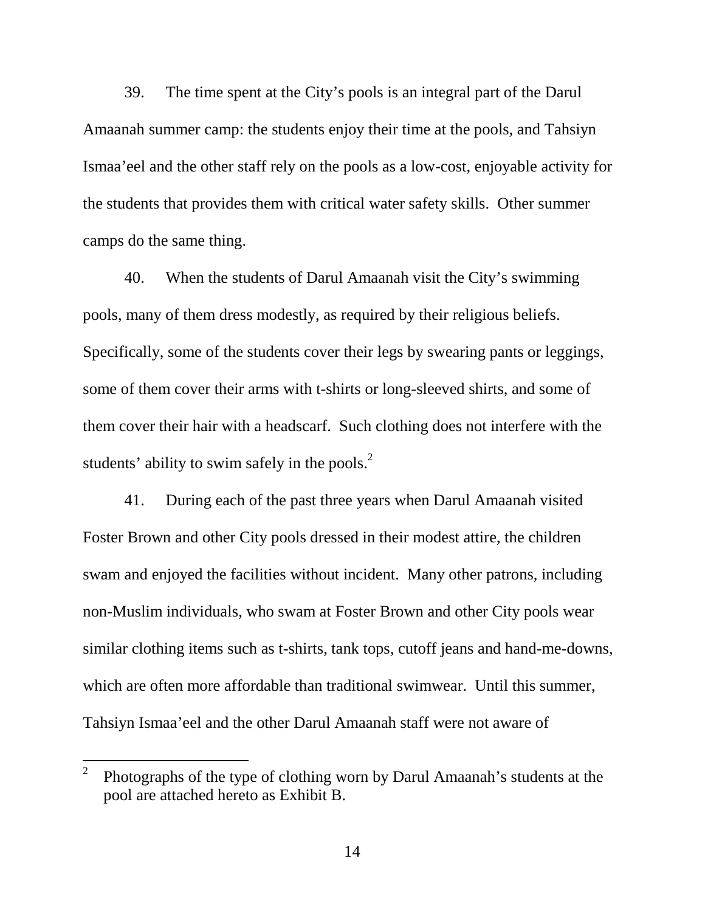39. The time spent at the City's pools is an integral part of the Darul Amaanah summer camp: the students enjoy their time at the pools, and Tahsiyn Ismaa'eel and the other staff rely on the pools as a low-cost, enjoyable activity for the students that provides them with critical water safety skills. Other summer camps do the same thing.

40. When the students of Darul Amaanah visit the City's swimming pools, many of them dress modestly, as required by their religious beliefs. Specifically, some of the students cover their legs by swearing pants or leggings, some of them cover their arms with t-shirts or long-sleeved shirts, and some of them cover their hair with a headscarf. Such clothing does not interfere with the students' ability to swim safely in the pools.[2]

41. During each of the past three years when Darul Amaanah visited Foster Brown and other City pools dressed in their modest attire, the children swam and enjoyed the facilities without incident. Many other patrons, including non-Muslim individuals, who swam at Foster Brown and other City pools wear similar clothing items such as t-shirts, tank tops, cutoff jeans and hand-me-downs, which are often more affordable than traditional swimwear. Until this summer, Tahsiyn Ismaa'eel and the other Darul Amaanah staff were not aware of

---

[2] Photographs of the type of clothing worn by Darul Amaanah's students at the pool are attached hereto as Exhibit B.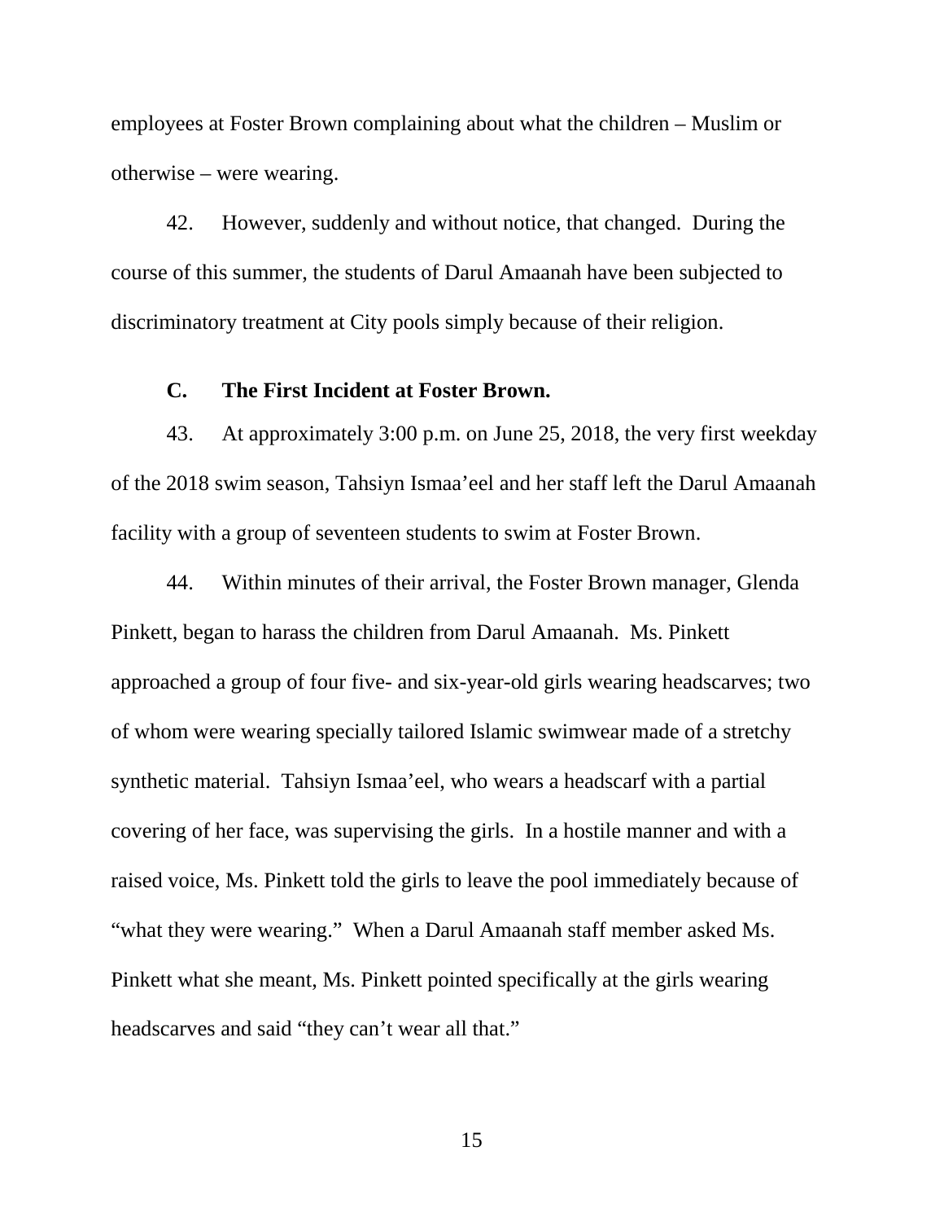employees at Foster Brown complaining about what the children – Muslim or otherwise – were wearing.

42. However, suddenly and without notice, that changed. During the course of this summer, the students of Darul Amaanah have been subjected to discriminatory treatment at City pools simply because of their religion.

### C. The First Incident at Foster Brown.

43. At approximately 3:00 p.m. on June 25, 2018, the very first weekday of the 2018 swim season, Tahsiyn Ismaa'eel and her staff left the Darul Amaanah facility with a group of seventeen students to swim at Foster Brown.

44. Within minutes of their arrival, the Foster Brown manager, Glenda Pinkett, began to harass the children from Darul Amaanah. Ms. Pinkett approached a group of four five- and six-year-old girls wearing headscarves; two of whom were wearing specially tailored Islamic swimwear made of a stretchy synthetic material. Tahsiyn Ismaa'eel, who wears a headscarf with a partial covering of her face, was supervising the girls. In a hostile manner and with a raised voice, Ms. Pinkett told the girls to leave the pool immediately because of "what they were wearing." When a Darul Amaanah staff member asked Ms. Pinkett what she meant, Ms. Pinkett pointed specifically at the girls wearing headscarves and said "they can't wear all that."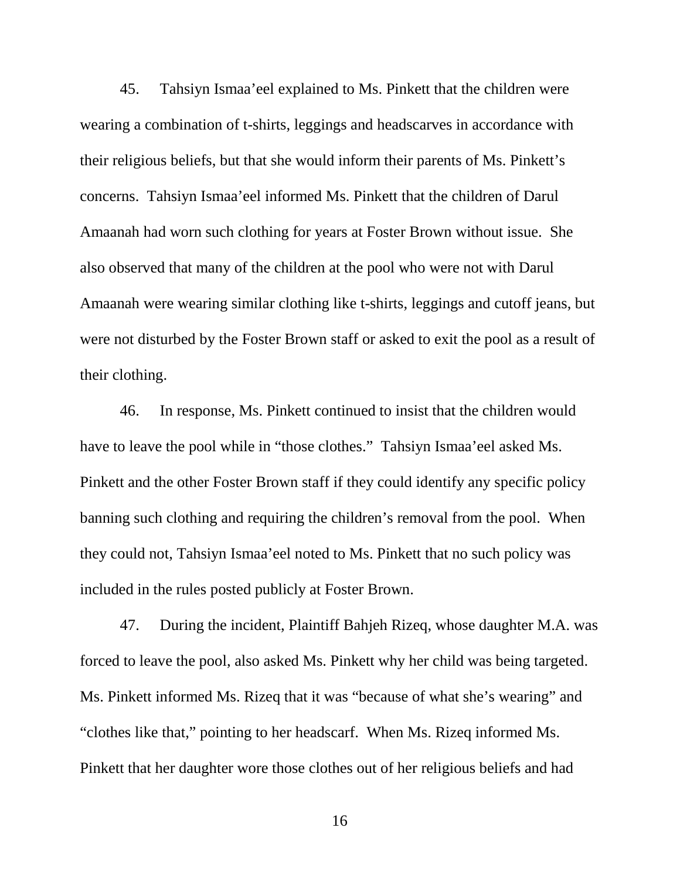45. Tahsiyn Ismaa'eel explained to Ms. Pinkett that the children were wearing a combination of t-shirts, leggings and headscarves in accordance with their religious beliefs, but that she would inform their parents of Ms. Pinkett's concerns. Tahsiyn Ismaa'eel informed Ms. Pinkett that the children of Darul Amaanah had worn such clothing for years at Foster Brown without issue. She also observed that many of the children at the pool who were not with Darul Amaanah were wearing similar clothing like t-shirts, leggings and cutoff jeans, but were not disturbed by the Foster Brown staff or asked to exit the pool as a result of their clothing.

46. In response, Ms. Pinkett continued to insist that the children would have to leave the pool while in "those clothes." Tahsiyn Ismaa'eel asked Ms. Pinkett and the other Foster Brown staff if they could identify any specific policy banning such clothing and requiring the children's removal from the pool. When they could not, Tahsiyn Ismaa'eel noted to Ms. Pinkett that no such policy was included in the rules posted publicly at Foster Brown.

47. During the incident, Plaintiff Bahjeh Rizeq, whose daughter M.A. was forced to leave the pool, also asked Ms. Pinkett why her child was being targeted. Ms. Pinkett informed Ms. Rizeq that it was "because of what she's wearing" and "clothes like that," pointing to her headscarf. When Ms. Rizeq informed Ms. Pinkett that her daughter wore those clothes out of her religious beliefs and had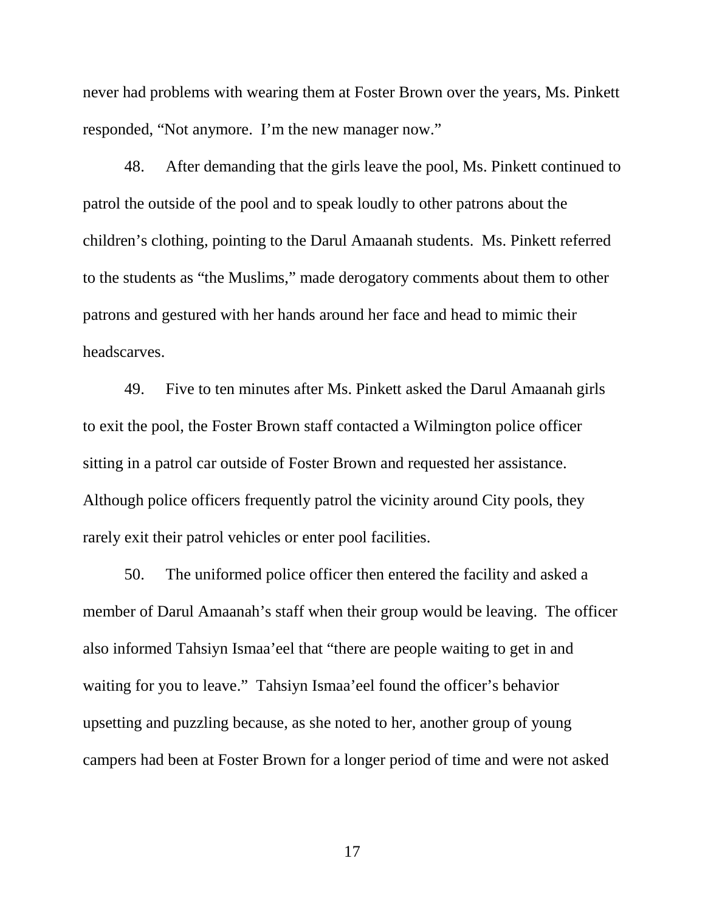never had problems with wearing them at Foster Brown over the years, Ms. Pinkett responded, "Not anymore. I'm the new manager now."

48. After demanding that the girls leave the pool, Ms. Pinkett continued to patrol the outside of the pool and to speak loudly to other patrons about the children's clothing, pointing to the Darul Amaanah students. Ms. Pinkett referred to the students as "the Muslims," made derogatory comments about them to other patrons and gestured with her hands around her face and head to mimic their headscarves.

49. Five to ten minutes after Ms. Pinkett asked the Darul Amaanah girls to exit the pool, the Foster Brown staff contacted a Wilmington police officer sitting in a patrol car outside of Foster Brown and requested her assistance. Although police officers frequently patrol the vicinity around City pools, they rarely exit their patrol vehicles or enter pool facilities.

50. The uniformed police officer then entered the facility and asked a member of Darul Amaanah's staff when their group would be leaving. The officer also informed Tahsiyn Ismaa'eel that "there are people waiting to get in and waiting for you to leave." Tahsiyn Ismaa'eel found the officer's behavior upsetting and puzzling because, as she noted to her, another group of young campers had been at Foster Brown for a longer period of time and were not asked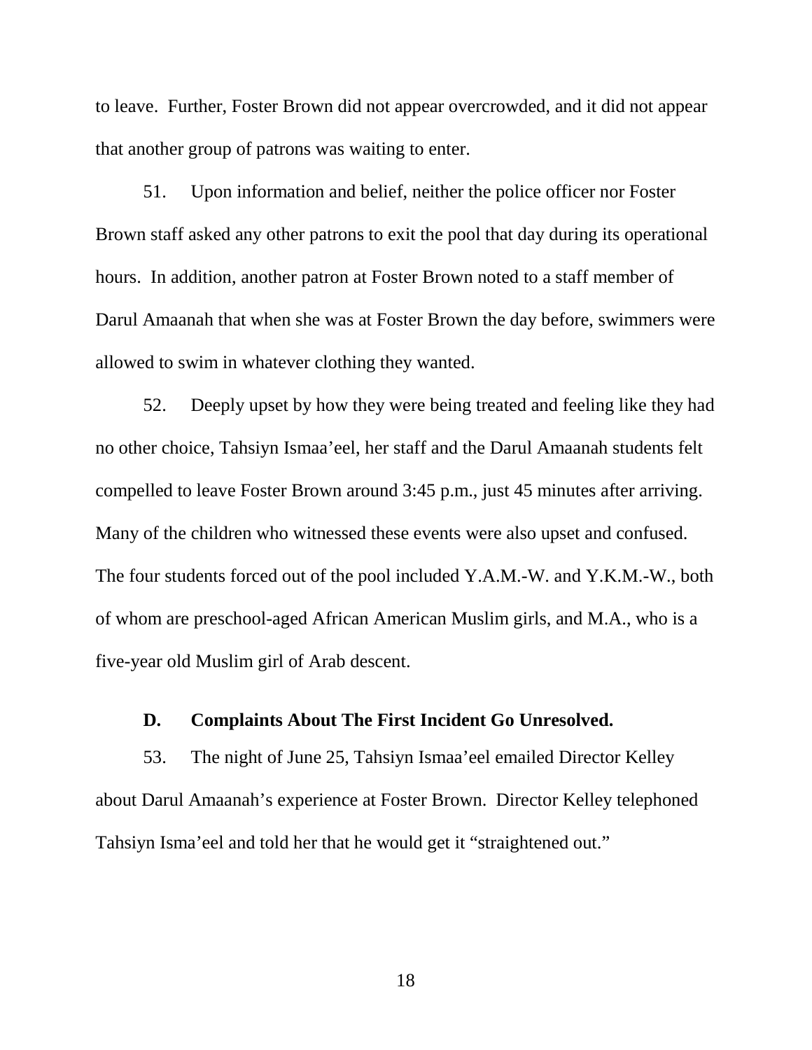to leave. Further, Foster Brown did not appear overcrowded, and it did not appear that another group of patrons was waiting to enter.

51. Upon information and belief, neither the police officer nor Foster Brown staff asked any other patrons to exit the pool that day during its operational hours. In addition, another patron at Foster Brown noted to a staff member of Darul Amaanah that when she was at Foster Brown the day before, swimmers were allowed to swim in whatever clothing they wanted.

52. Deeply upset by how they were being treated and feeling like they had no other choice, Tahsiyn Ismaa'eel, her staff and the Darul Amaanah students felt compelled to leave Foster Brown around 3:45 p.m., just 45 minutes after arriving. Many of the children who witnessed these events were also upset and confused. The four students forced out of the pool included Y.A.M.-W. and Y.K.M.-W., both of whom are preschool-aged African American Muslim girls, and M.A., who is a five-year old Muslim girl of Arab descent.

### D. Complaints About The First Incident Go Unresolved.

53. The night of June 25, Tahsiyn Ismaa'eel emailed Director Kelley about Darul Amaanah's experience at Foster Brown. Director Kelley telephoned Tahsiyn Isma'eel and told her that he would get it "straightened out."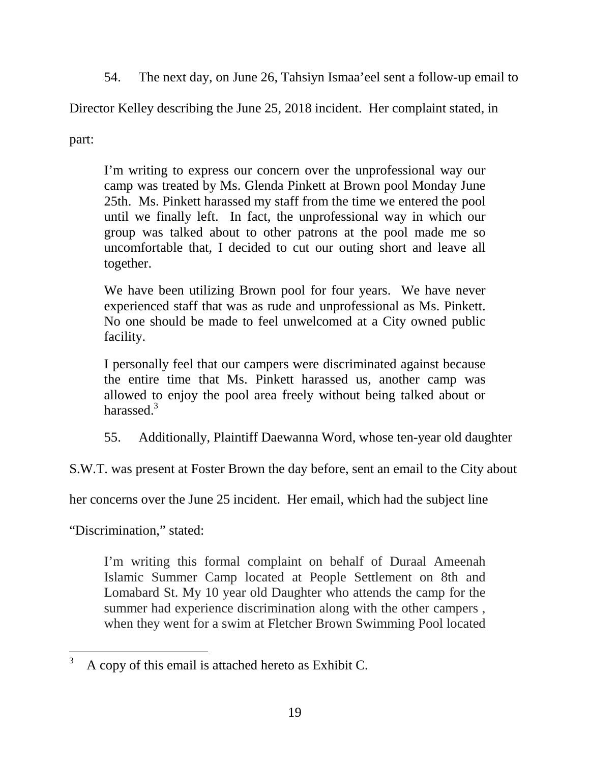54. The next day, on June 26, Tahsiyn Ismaa'eel sent a follow-up email to Director Kelley describing the June 25, 2018 incident. Her complaint stated, in part:

> I'm writing to express our concern over the unprofessional way our camp was treated by Ms. Glenda Pinkett at Brown pool Monday June 25th. Ms. Pinkett harassed my staff from the time we entered the pool until we finally left. In fact, the unprofessional way in which our group was talked about to other patrons at the pool made me so uncomfortable that, I decided to cut our outing short and leave all together.
>
> We have been utilizing Brown pool for four years. We have never experienced staff that was as rude and unprofessional as Ms. Pinkett. No one should be made to feel unwelcomed at a City owned public facility.
>
> I personally feel that our campers were discriminated against because the entire time that Ms. Pinkett harassed us, another camp was allowed to enjoy the pool area freely without being talked about or harassed.[3]

55. Additionally, Plaintiff Daewanna Word, whose ten-year old daughter S.W.T. was present at Foster Brown the day before, sent an email to the City about her concerns over the June 25 incident. Her email, which had the subject line "Discrimination," stated:

> I'm writing this formal complaint on behalf of Duraal Ameenah Islamic Summer Camp located at People Settlement on 8th and Lomabard St. My 10 year old Daughter who attends the camp for the summer had experience discrimination along with the other campers , when they went for a swim at Fletcher Brown Swimming Pool located

[3] A copy of this email is attached hereto as Exhibit C.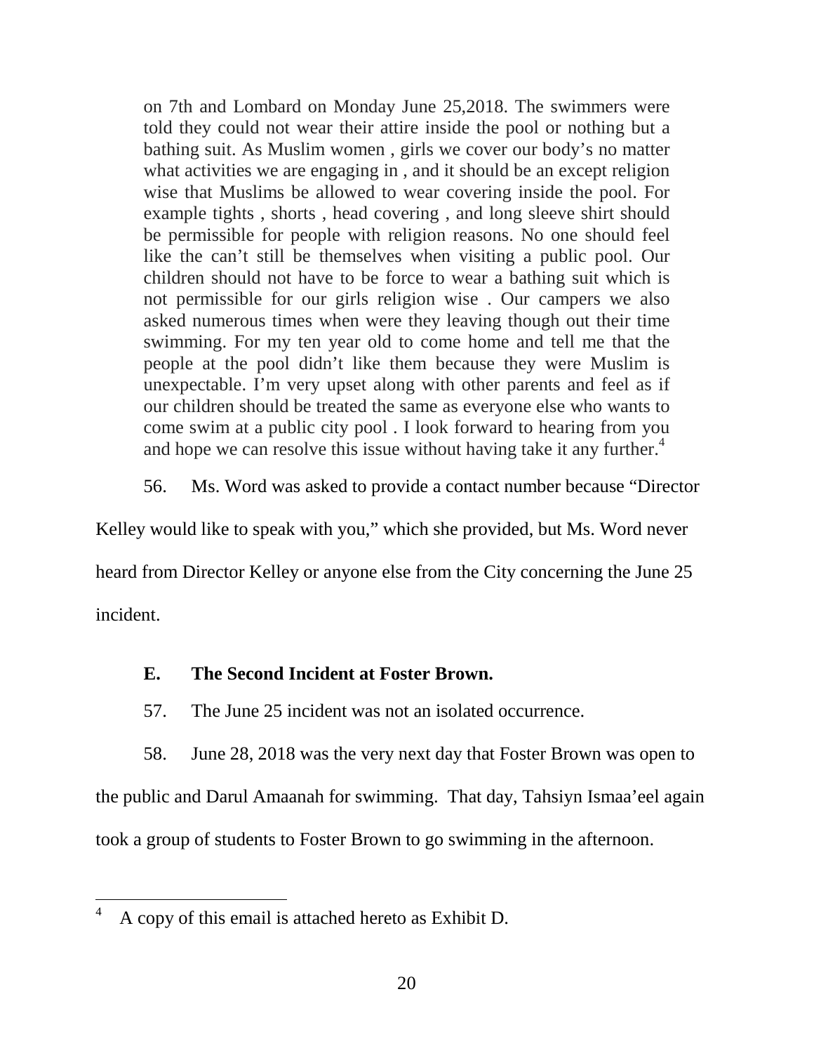> on 7th and Lombard on Monday June 25,2018. The swimmers were told they could not wear their attire inside the pool or nothing but a bathing suit. As Muslim women , girls we cover our body's no matter what activities we are engaging in , and it should be an except religion wise that Muslims be allowed to wear covering inside the pool. For example tights , shorts , head covering , and long sleeve shirt should be permissible for people with religion reasons. No one should feel like the can't still be themselves when visiting a public pool. Our children should not have to be force to wear a bathing suit which is not permissible for our girls religion wise . Our campers we also asked numerous times when were they leaving though out their time swimming. For my ten year old to come home and tell me that the people at the pool didn't like them because they were Muslim is unexpectable. I'm very upset along with other parents and feel as if our children should be treated the same as everyone else who wants to come swim at a public city pool . I look forward to hearing from you and hope we can resolve this issue without having take it any further.[4]

56. Ms. Word was asked to provide a contact number because "Director Kelley would like to speak with you," which she provided, but Ms. Word never heard from Director Kelley or anyone else from the City concerning the June 25 incident.

### E. The Second Incident at Foster Brown.

57. The June 25 incident was not an isolated occurrence.

58. June 28, 2018 was the very next day that Foster Brown was open to the public and Darul Amaanah for swimming. That day, Tahsiyn Ismaa'eel again took a group of students to Foster Brown to go swimming in the afternoon.

---

[4] A copy of this email is attached hereto as Exhibit D.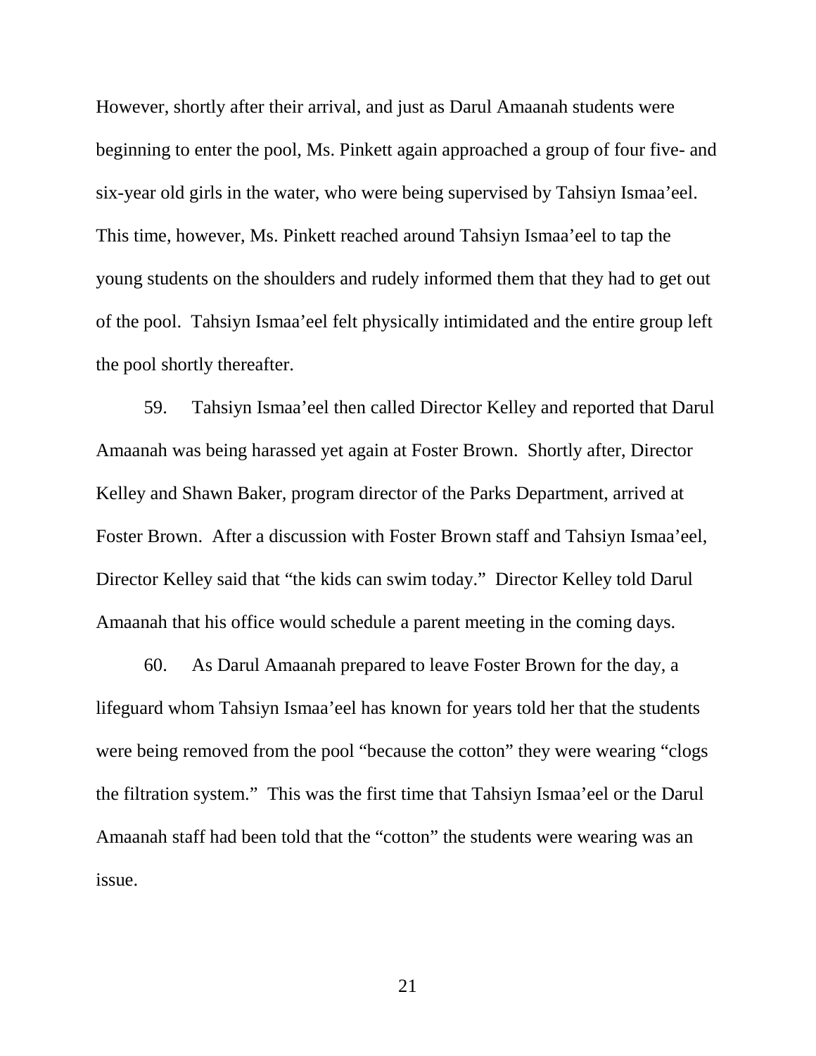However, shortly after their arrival, and just as Darul Amaanah students were beginning to enter the pool, Ms. Pinkett again approached a group of four five- and six-year old girls in the water, who were being supervised by Tahsiyn Ismaa'eel. This time, however, Ms. Pinkett reached around Tahsiyn Ismaa'eel to tap the young students on the shoulders and rudely informed them that they had to get out of the pool. Tahsiyn Ismaa'eel felt physically intimidated and the entire group left the pool shortly thereafter.

59. Tahsiyn Ismaa'eel then called Director Kelley and reported that Darul Amaanah was being harassed yet again at Foster Brown. Shortly after, Director Kelley and Shawn Baker, program director of the Parks Department, arrived at Foster Brown. After a discussion with Foster Brown staff and Tahsiyn Ismaa'eel, Director Kelley said that "the kids can swim today." Director Kelley told Darul Amaanah that his office would schedule a parent meeting in the coming days.

60. As Darul Amaanah prepared to leave Foster Brown for the day, a lifeguard whom Tahsiyn Ismaa'eel has known for years told her that the students were being removed from the pool "because the cotton" they were wearing "clogs the filtration system." This was the first time that Tahsiyn Ismaa'eel or the Darul Amaanah staff had been told that the "cotton" the students were wearing was an issue.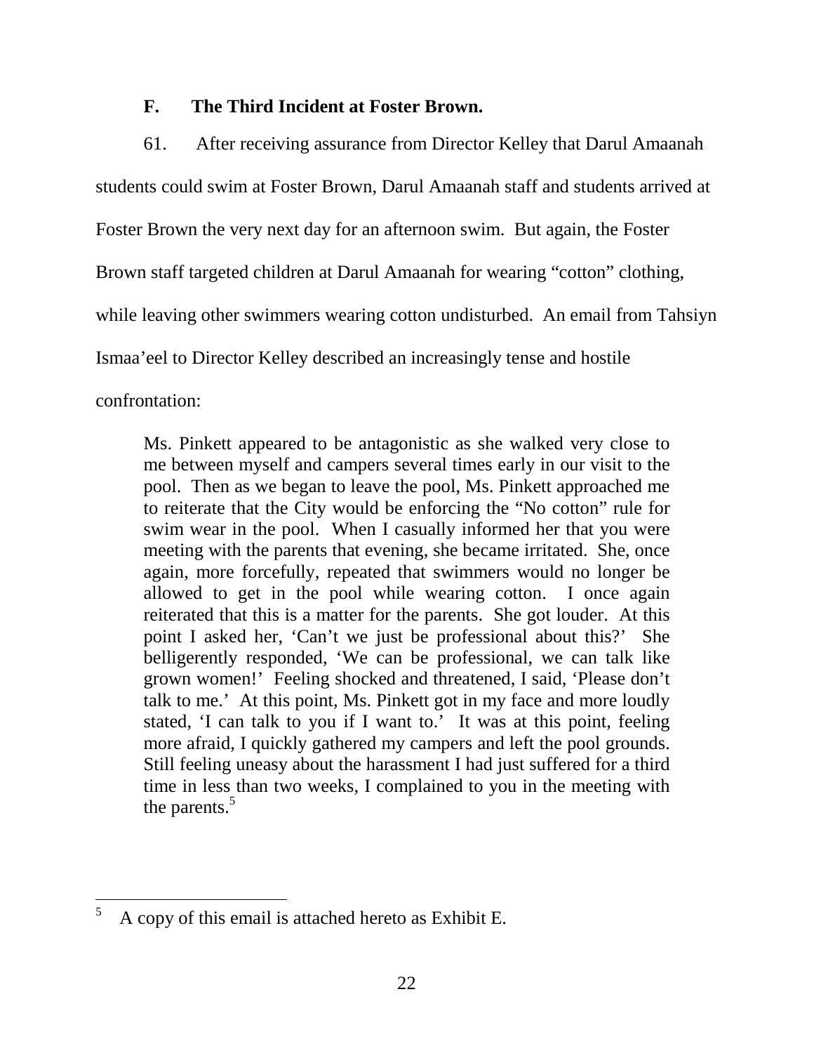### F. The Third Incident at Foster Brown.

61. After receiving assurance from Director Kelley that Darul Amaanah students could swim at Foster Brown, Darul Amaanah staff and students arrived at Foster Brown the very next day for an afternoon swim. But again, the Foster Brown staff targeted children at Darul Amaanah for wearing "cotton" clothing, while leaving other swimmers wearing cotton undisturbed. An email from Tahsiyn Ismaa'eel to Director Kelley described an increasingly tense and hostile confrontation:

> Ms. Pinkett appeared to be antagonistic as she walked very close to me between myself and campers several times early in our visit to the pool. Then as we began to leave the pool, Ms. Pinkett approached me to reiterate that the City would be enforcing the "No cotton" rule for swim wear in the pool. When I casually informed her that you were meeting with the parents that evening, she became irritated. She, once again, more forcefully, repeated that swimmers would no longer be allowed to get in the pool while wearing cotton. I once again reiterated that this is a matter for the parents. She got louder. At this point I asked her, 'Can't we just be professional about this?' She belligerently responded, 'We can be professional, we can talk like grown women!' Feeling shocked and threatened, I said, 'Please don't talk to me.' At this point, Ms. Pinkett got in my face and more loudly stated, 'I can talk to you if I want to.' It was at this point, feeling more afraid, I quickly gathered my campers and left the pool grounds. Still feeling uneasy about the harassment I had just suffered for a third time in less than two weeks, I complained to you in the meeting with the parents.[5]

---

[5] A copy of this email is attached hereto as Exhibit E.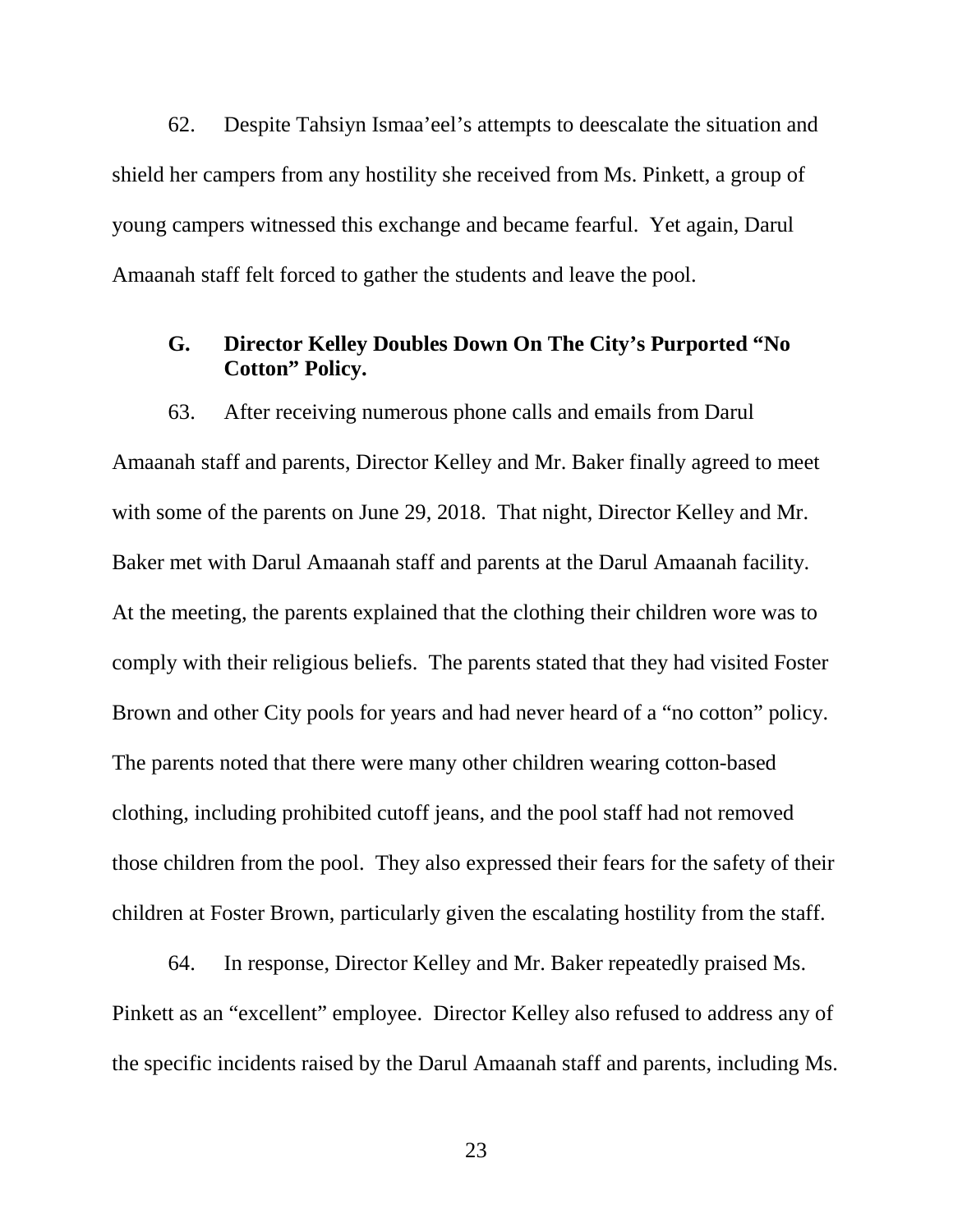62. Despite Tahsiyn Ismaa'eel's attempts to deescalate the situation and shield her campers from any hostility she received from Ms. Pinkett, a group of young campers witnessed this exchange and became fearful. Yet again, Darul Amaanah staff felt forced to gather the students and leave the pool.

### G. Director Kelley Doubles Down On The City's Purported "No Cotton" Policy.

63. After receiving numerous phone calls and emails from Darul Amaanah staff and parents, Director Kelley and Mr. Baker finally agreed to meet with some of the parents on June 29, 2018. That night, Director Kelley and Mr. Baker met with Darul Amaanah staff and parents at the Darul Amaanah facility. At the meeting, the parents explained that the clothing their children wore was to comply with their religious beliefs. The parents stated that they had visited Foster Brown and other City pools for years and had never heard of a "no cotton" policy. The parents noted that there were many other children wearing cotton-based clothing, including prohibited cutoff jeans, and the pool staff had not removed those children from the pool. They also expressed their fears for the safety of their children at Foster Brown, particularly given the escalating hostility from the staff.

64. In response, Director Kelley and Mr. Baker repeatedly praised Ms. Pinkett as an "excellent" employee. Director Kelley also refused to address any of the specific incidents raised by the Darul Amaanah staff and parents, including Ms.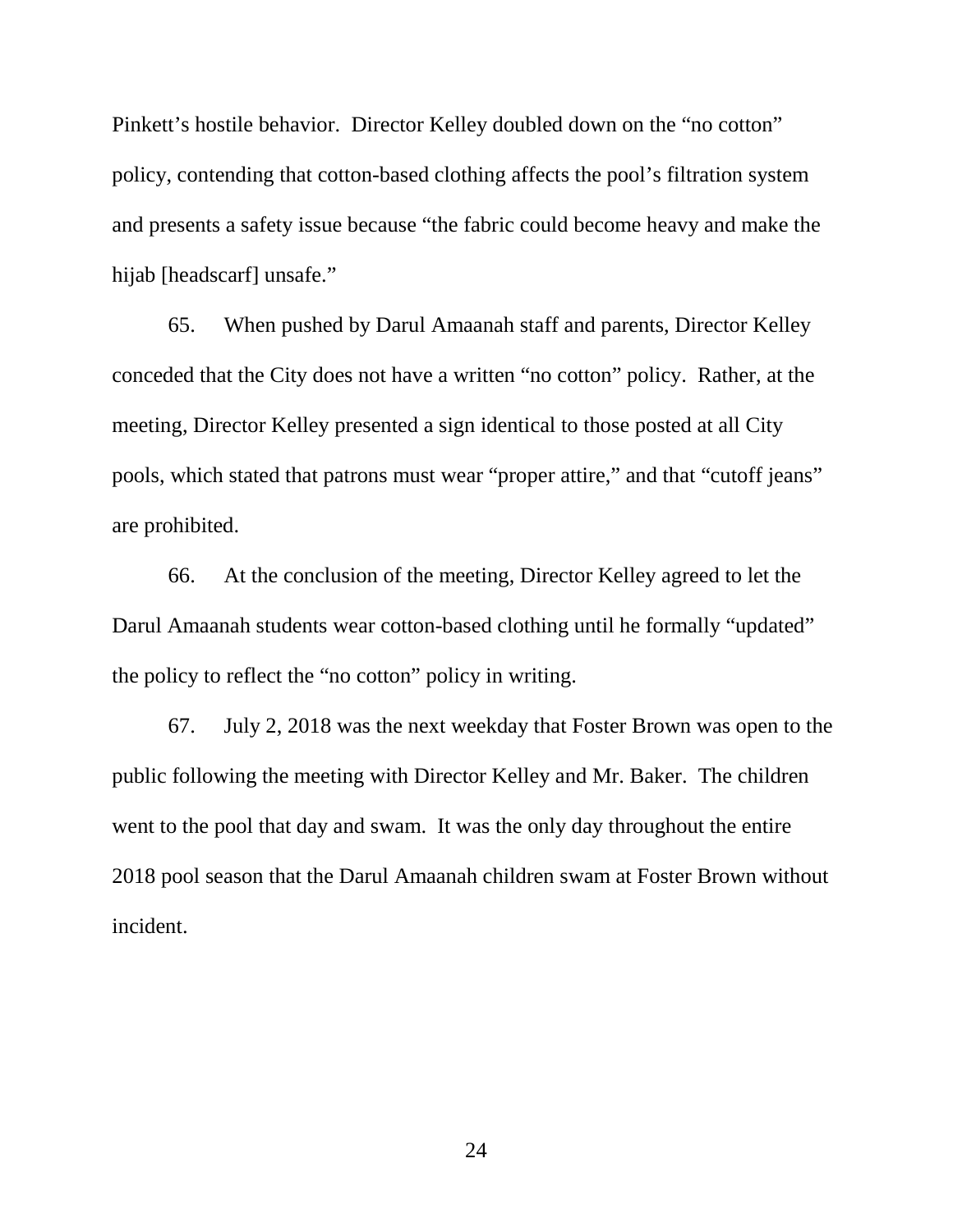Pinkett's hostile behavior. Director Kelley doubled down on the "no cotton" policy, contending that cotton-based clothing affects the pool's filtration system and presents a safety issue because "the fabric could become heavy and make the hijab [headscarf] unsafe."

65. When pushed by Darul Amaanah staff and parents, Director Kelley conceded that the City does not have a written "no cotton" policy. Rather, at the meeting, Director Kelley presented a sign identical to those posted at all City pools, which stated that patrons must wear "proper attire," and that "cutoff jeans" are prohibited.

66. At the conclusion of the meeting, Director Kelley agreed to let the Darul Amaanah students wear cotton-based clothing until he formally "updated" the policy to reflect the "no cotton" policy in writing.

67. July 2, 2018 was the next weekday that Foster Brown was open to the public following the meeting with Director Kelley and Mr. Baker. The children went to the pool that day and swam. It was the only day throughout the entire 2018 pool season that the Darul Amaanah children swam at Foster Brown without incident.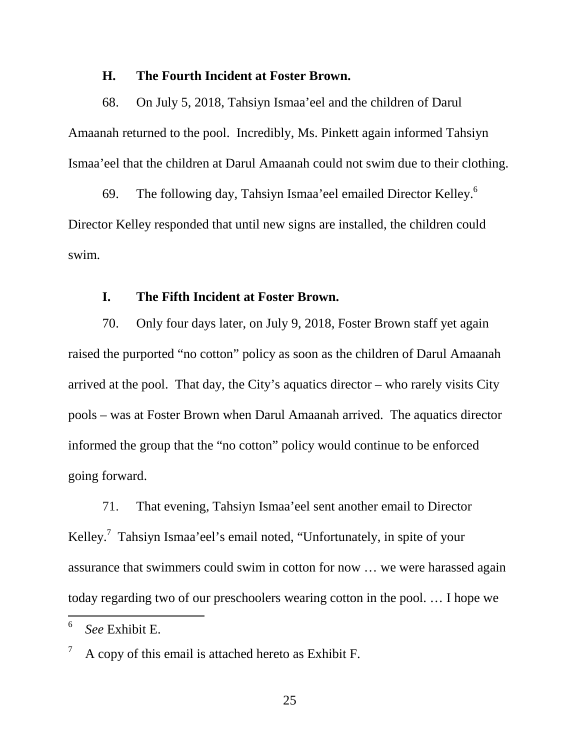### H. The Fourth Incident at Foster Brown.

68. On July 5, 2018, Tahsiyn Ismaa'eel and the children of Darul Amaanah returned to the pool. Incredibly, Ms. Pinkett again informed Tahsiyn Ismaa'eel that the children at Darul Amaanah could not swim due to their clothing.

69. The following day, Tahsiyn Ismaa'eel emailed Director Kelley.[6] Director Kelley responded that until new signs are installed, the children could swim.

### I. The Fifth Incident at Foster Brown.

70. Only four days later, on July 9, 2018, Foster Brown staff yet again raised the purported "no cotton" policy as soon as the children of Darul Amaanah arrived at the pool. That day, the City's aquatics director – who rarely visits City pools – was at Foster Brown when Darul Amaanah arrived. The aquatics director informed the group that the "no cotton" policy would continue to be enforced going forward.

71. That evening, Tahsiyn Ismaa'eel sent another email to Director Kelley.[7] Tahsiyn Ismaa'eel's email noted, "Unfortunately, in spite of your assurance that swimmers could swim in cotton for now … we were harassed again today regarding two of our preschoolers wearing cotton in the pool. … I hope we

---

[6] *See* Exhibit E.

[7] A copy of this email is attached hereto as Exhibit F.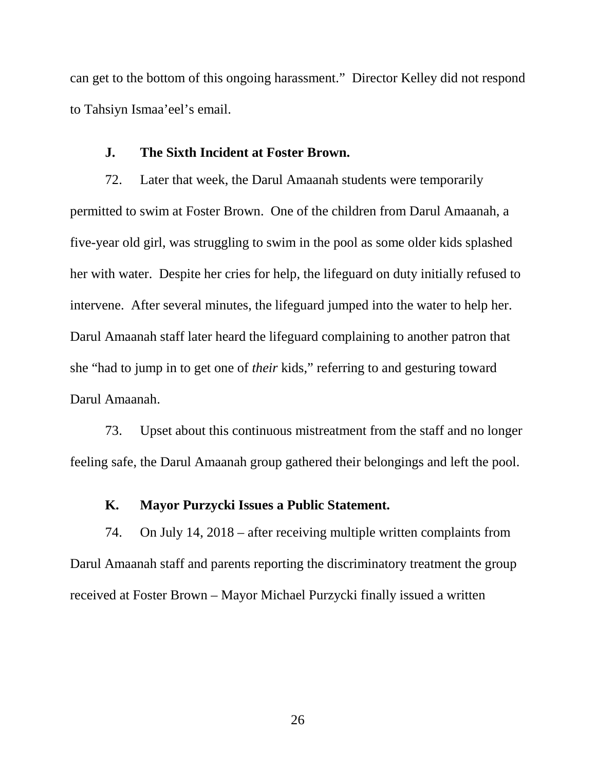can get to the bottom of this ongoing harassment." Director Kelley did not respond to Tahsiyn Ismaa'eel's email.

**J. The Sixth Incident at Foster Brown.**

72. Later that week, the Darul Amaanah students were temporarily permitted to swim at Foster Brown. One of the children from Darul Amaanah, a five-year old girl, was struggling to swim in the pool as some older kids splashed her with water. Despite her cries for help, the lifeguard on duty initially refused to intervene. After several minutes, the lifeguard jumped into the water to help her. Darul Amaanah staff later heard the lifeguard complaining to another patron that she "had to jump in to get one of *their* kids," referring to and gesturing toward Darul Amaanah.

73. Upset about this continuous mistreatment from the staff and no longer feeling safe, the Darul Amaanah group gathered their belongings and left the pool.

**K. Mayor Purzycki Issues a Public Statement.**

74. On July 14, 2018 – after receiving multiple written complaints from Darul Amaanah staff and parents reporting the discriminatory treatment the group received at Foster Brown – Mayor Michael Purzycki finally issued a written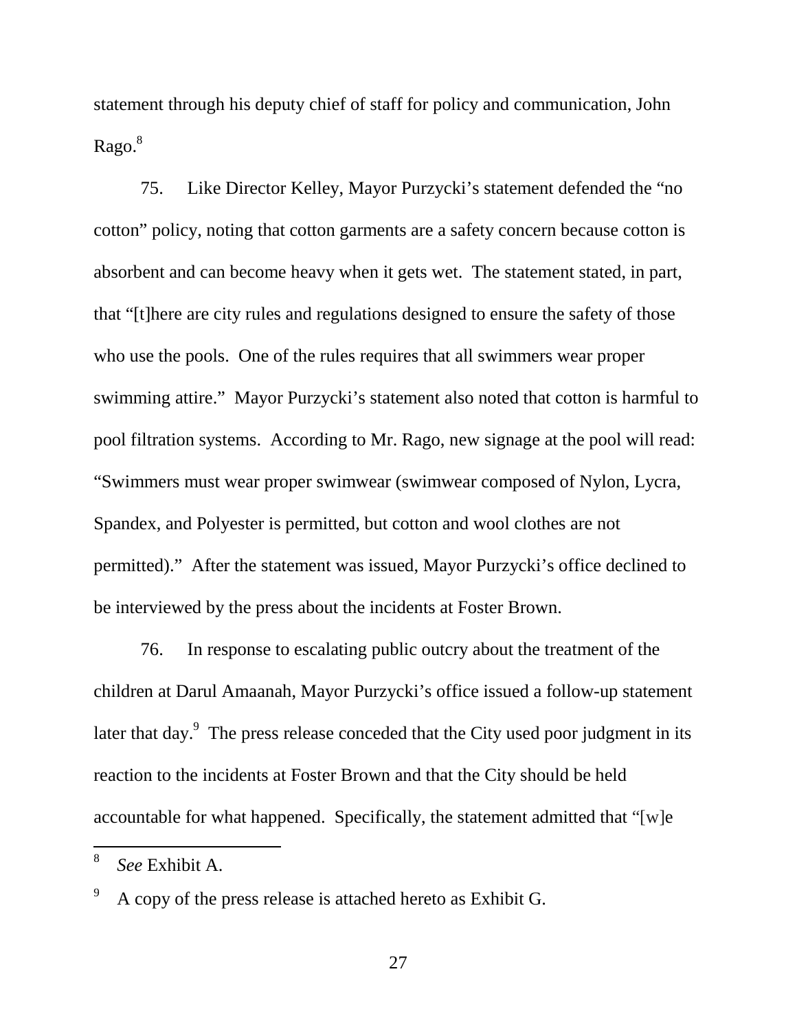statement through his deputy chief of staff for policy and communication, John Rago.[8]

75. Like Director Kelley, Mayor Purzycki's statement defended the "no cotton" policy, noting that cotton garments are a safety concern because cotton is absorbent and can become heavy when it gets wet. The statement stated, in part, that "[t]here are city rules and regulations designed to ensure the safety of those who use the pools. One of the rules requires that all swimmers wear proper swimming attire." Mayor Purzycki's statement also noted that cotton is harmful to pool filtration systems. According to Mr. Rago, new signage at the pool will read: "Swimmers must wear proper swimwear (swimwear composed of Nylon, Lycra, Spandex, and Polyester is permitted, but cotton and wool clothes are not permitted)." After the statement was issued, Mayor Purzycki's office declined to be interviewed by the press about the incidents at Foster Brown.

76. In response to escalating public outcry about the treatment of the children at Darul Amaanah, Mayor Purzycki's office issued a follow-up statement later that day.[9] The press release conceded that the City used poor judgment in its reaction to the incidents at Foster Brown and that the City should be held accountable for what happened. Specifically, the statement admitted that "[w]e

---

[8] *See* Exhibit A.

[9] A copy of the press release is attached hereto as Exhibit G.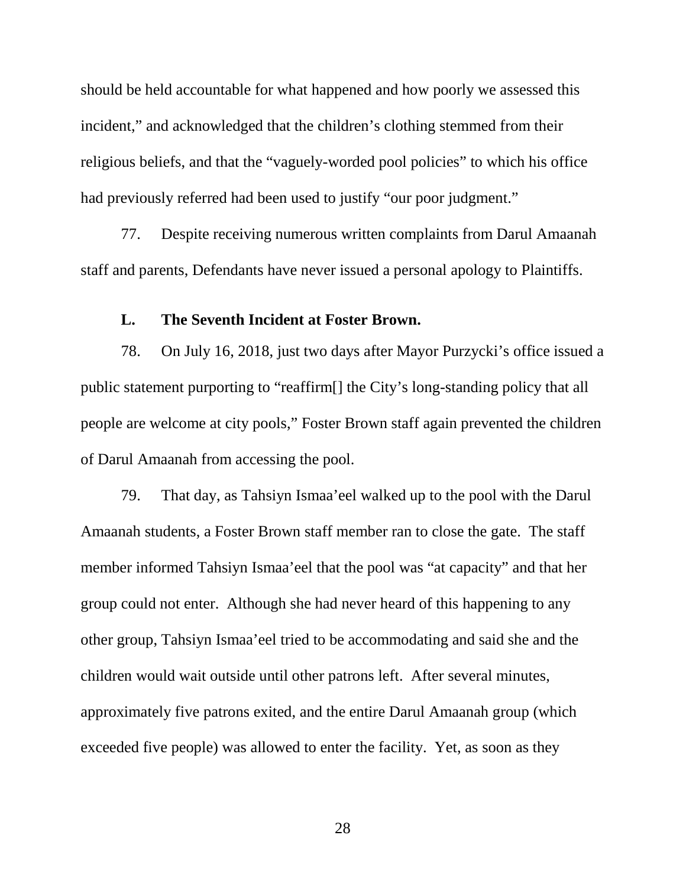should be held accountable for what happened and how poorly we assessed this incident," and acknowledged that the children's clothing stemmed from their religious beliefs, and that the "vaguely-worded pool policies" to which his office had previously referred had been used to justify "our poor judgment."

77. Despite receiving numerous written complaints from Darul Amaanah staff and parents, Defendants have never issued a personal apology to Plaintiffs.

### L. The Seventh Incident at Foster Brown.

78. On July 16, 2018, just two days after Mayor Purzycki's office issued a public statement purporting to "reaffirm[] the City's long-standing policy that all people are welcome at city pools," Foster Brown staff again prevented the children of Darul Amaanah from accessing the pool.

79. That day, as Tahsiyn Ismaa'eel walked up to the pool with the Darul Amaanah students, a Foster Brown staff member ran to close the gate. The staff member informed Tahsiyn Ismaa'eel that the pool was "at capacity" and that her group could not enter. Although she had never heard of this happening to any other group, Tahsiyn Ismaa'eel tried to be accommodating and said she and the children would wait outside until other patrons left. After several minutes, approximately five patrons exited, and the entire Darul Amaanah group (which exceeded five people) was allowed to enter the facility. Yet, as soon as they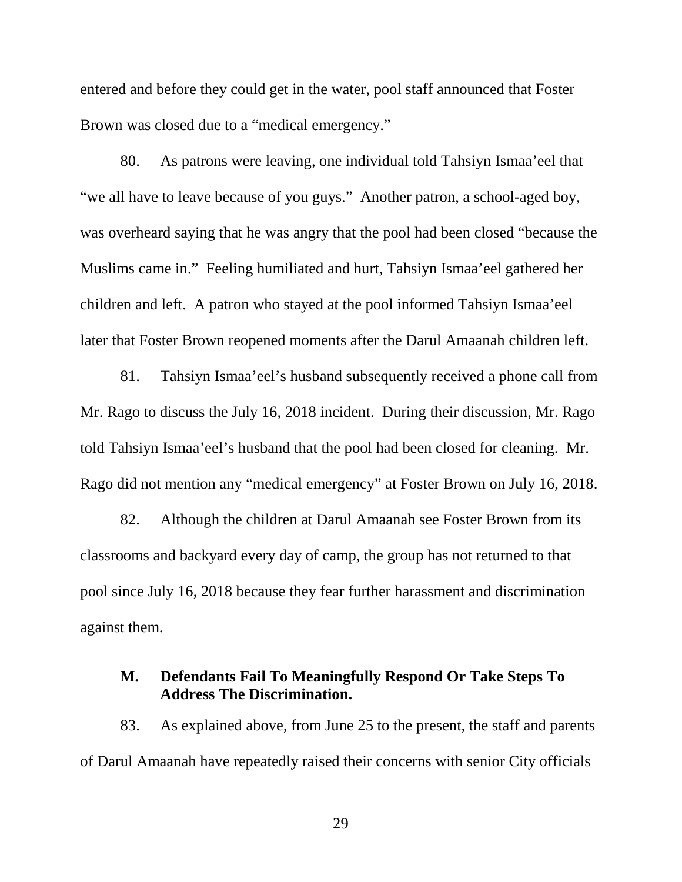entered and before they could get in the water, pool staff announced that Foster Brown was closed due to a "medical emergency."

80. As patrons were leaving, one individual told Tahsiyn Ismaa'eel that "we all have to leave because of you guys." Another patron, a school-aged boy, was overheard saying that he was angry that the pool had been closed "because the Muslims came in." Feeling humiliated and hurt, Tahsiyn Ismaa'eel gathered her children and left. A patron who stayed at the pool informed Tahsiyn Ismaa'eel later that Foster Brown reopened moments after the Darul Amaanah children left.

81. Tahsiyn Ismaa'eel's husband subsequently received a phone call from Mr. Rago to discuss the July 16, 2018 incident. During their discussion, Mr. Rago told Tahsiyn Ismaa'eel's husband that the pool had been closed for cleaning. Mr. Rago did not mention any "medical emergency" at Foster Brown on July 16, 2018.

82. Although the children at Darul Amaanah see Foster Brown from its classrooms and backyard every day of camp, the group has not returned to that pool since July 16, 2018 because they fear further harassment and discrimination against them.

### M. Defendants Fail To Meaningfully Respond Or Take Steps To Address The Discrimination.

83. As explained above, from June 25 to the present, the staff and parents of Darul Amaanah have repeatedly raised their concerns with senior City officials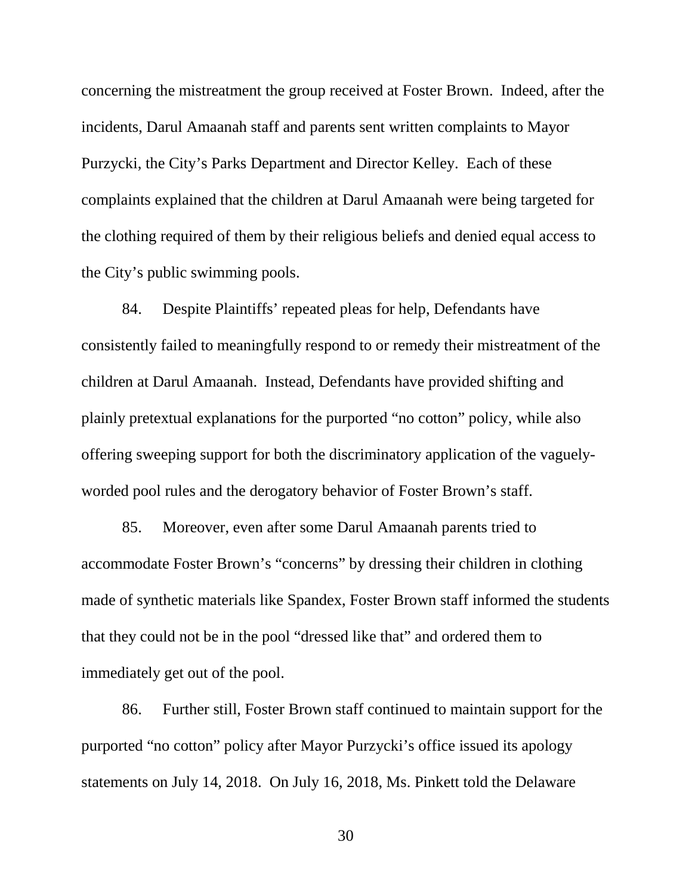concerning the mistreatment the group received at Foster Brown. Indeed, after the incidents, Darul Amaanah staff and parents sent written complaints to Mayor Purzycki, the City's Parks Department and Director Kelley. Each of these complaints explained that the children at Darul Amaanah were being targeted for the clothing required of them by their religious beliefs and denied equal access to the City's public swimming pools.

84. Despite Plaintiffs' repeated pleas for help, Defendants have consistently failed to meaningfully respond to or remedy their mistreatment of the children at Darul Amaanah. Instead, Defendants have provided shifting and plainly pretextual explanations for the purported "no cotton" policy, while also offering sweeping support for both the discriminatory application of the vaguely-worded pool rules and the derogatory behavior of Foster Brown's staff.

85. Moreover, even after some Darul Amaanah parents tried to accommodate Foster Brown's "concerns" by dressing their children in clothing made of synthetic materials like Spandex, Foster Brown staff informed the students that they could not be in the pool "dressed like that" and ordered them to immediately get out of the pool.

86. Further still, Foster Brown staff continued to maintain support for the purported "no cotton" policy after Mayor Purzycki's office issued its apology statements on July 14, 2018. On July 16, 2018, Ms. Pinkett told the Delaware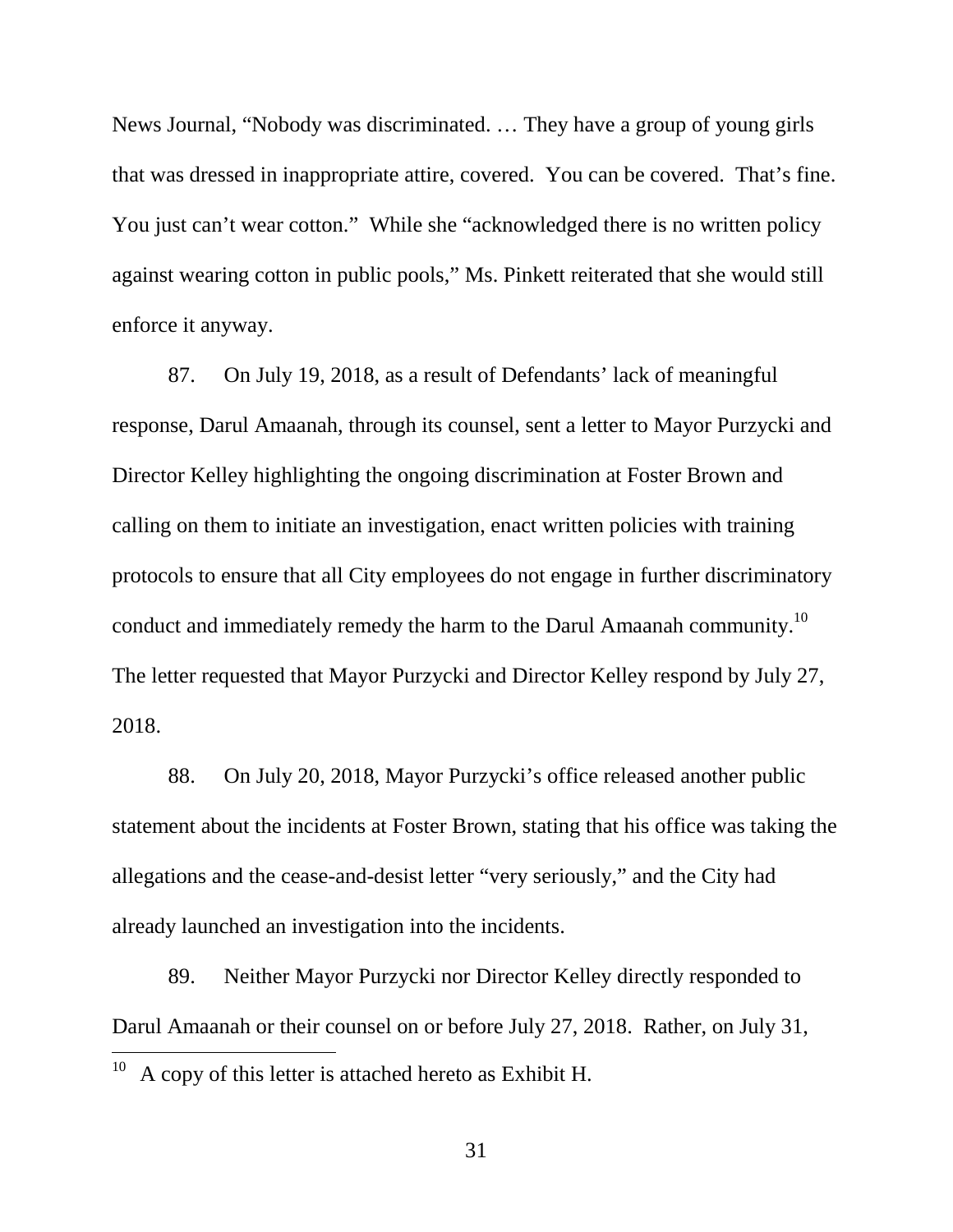News Journal, "Nobody was discriminated. … They have a group of young girls that was dressed in inappropriate attire, covered. You can be covered. That's fine. You just can't wear cotton." While she "acknowledged there is no written policy against wearing cotton in public pools," Ms. Pinkett reiterated that she would still enforce it anyway.

87. On July 19, 2018, as a result of Defendants' lack of meaningful response, Darul Amaanah, through its counsel, sent a letter to Mayor Purzycki and Director Kelley highlighting the ongoing discrimination at Foster Brown and calling on them to initiate an investigation, enact written policies with training protocols to ensure that all City employees do not engage in further discriminatory conduct and immediately remedy the harm to the Darul Amaanah community.[10] The letter requested that Mayor Purzycki and Director Kelley respond by July 27, 2018.

88. On July 20, 2018, Mayor Purzycki's office released another public statement about the incidents at Foster Brown, stating that his office was taking the allegations and the cease-and-desist letter "very seriously," and the City had already launched an investigation into the incidents.

89. Neither Mayor Purzycki nor Director Kelley directly responded to Darul Amaanah or their counsel on or before July 27, 2018. Rather, on July 31,

[10] A copy of this letter is attached hereto as Exhibit H.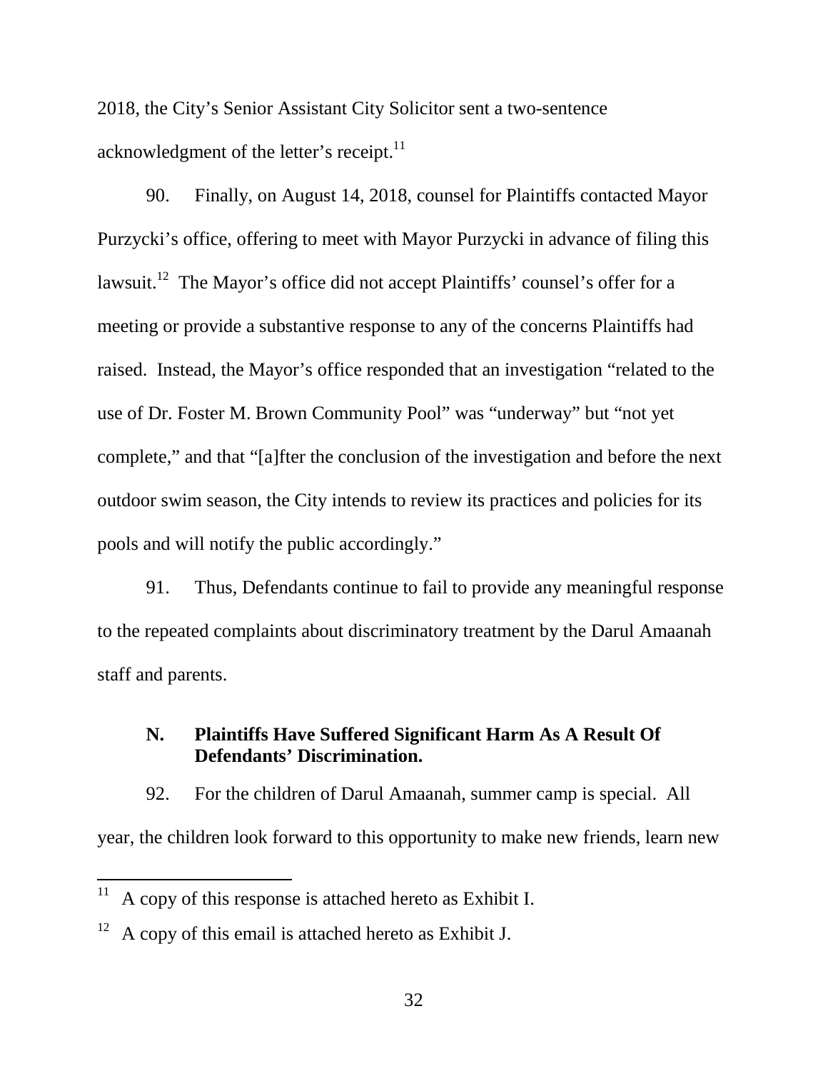2018, the City's Senior Assistant City Solicitor sent a two-sentence acknowledgment of the letter's receipt.[11]

90. Finally, on August 14, 2018, counsel for Plaintiffs contacted Mayor Purzycki's office, offering to meet with Mayor Purzycki in advance of filing this lawsuit.[12] The Mayor's office did not accept Plaintiffs' counsel's offer for a meeting or provide a substantive response to any of the concerns Plaintiffs had raised. Instead, the Mayor's office responded that an investigation "related to the use of Dr. Foster M. Brown Community Pool" was "underway" but "not yet complete," and that "[a]fter the conclusion of the investigation and before the next outdoor swim season, the City intends to review its practices and policies for its pools and will notify the public accordingly."

91. Thus, Defendants continue to fail to provide any meaningful response to the repeated complaints about discriminatory treatment by the Darul Amaanah staff and parents.

### N. Plaintiffs Have Suffered Significant Harm As A Result Of Defendants' Discrimination.

92. For the children of Darul Amaanah, summer camp is special. All year, the children look forward to this opportunity to make new friends, learn new

---

[11] A copy of this response is attached hereto as Exhibit I.

[12] A copy of this email is attached hereto as Exhibit J.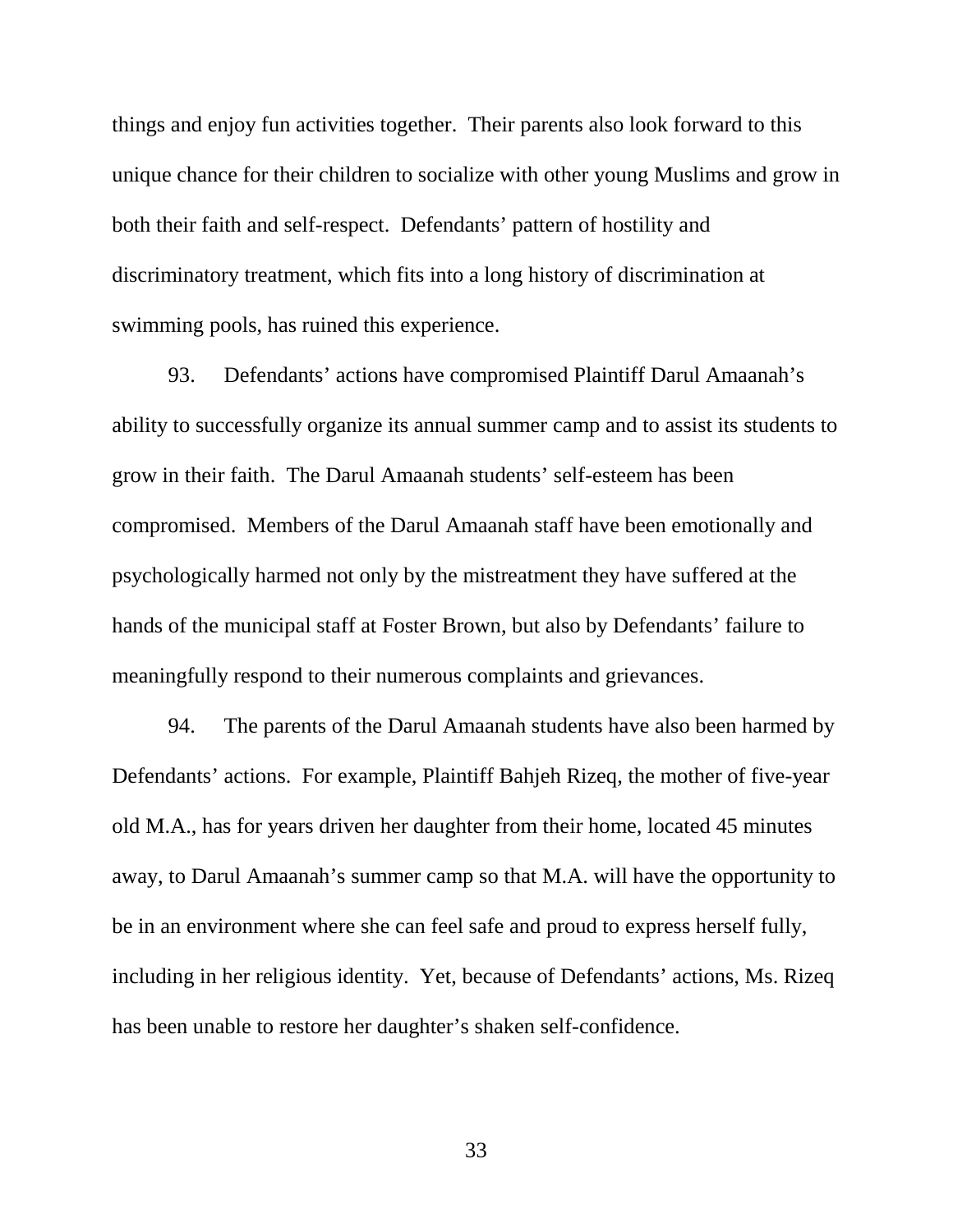things and enjoy fun activities together. Their parents also look forward to this unique chance for their children to socialize with other young Muslims and grow in both their faith and self-respect. Defendants' pattern of hostility and discriminatory treatment, which fits into a long history of discrimination at swimming pools, has ruined this experience.

93. Defendants' actions have compromised Plaintiff Darul Amaanah's ability to successfully organize its annual summer camp and to assist its students to grow in their faith. The Darul Amaanah students' self-esteem has been compromised. Members of the Darul Amaanah staff have been emotionally and psychologically harmed not only by the mistreatment they have suffered at the hands of the municipal staff at Foster Brown, but also by Defendants' failure to meaningfully respond to their numerous complaints and grievances.

94. The parents of the Darul Amaanah students have also been harmed by Defendants' actions. For example, Plaintiff Bahjeh Rizeq, the mother of five-year old M.A., has for years driven her daughter from their home, located 45 minutes away, to Darul Amaanah's summer camp so that M.A. will have the opportunity to be in an environment where she can feel safe and proud to express herself fully, including in her religious identity. Yet, because of Defendants' actions, Ms. Rizeq has been unable to restore her daughter's shaken self-confidence.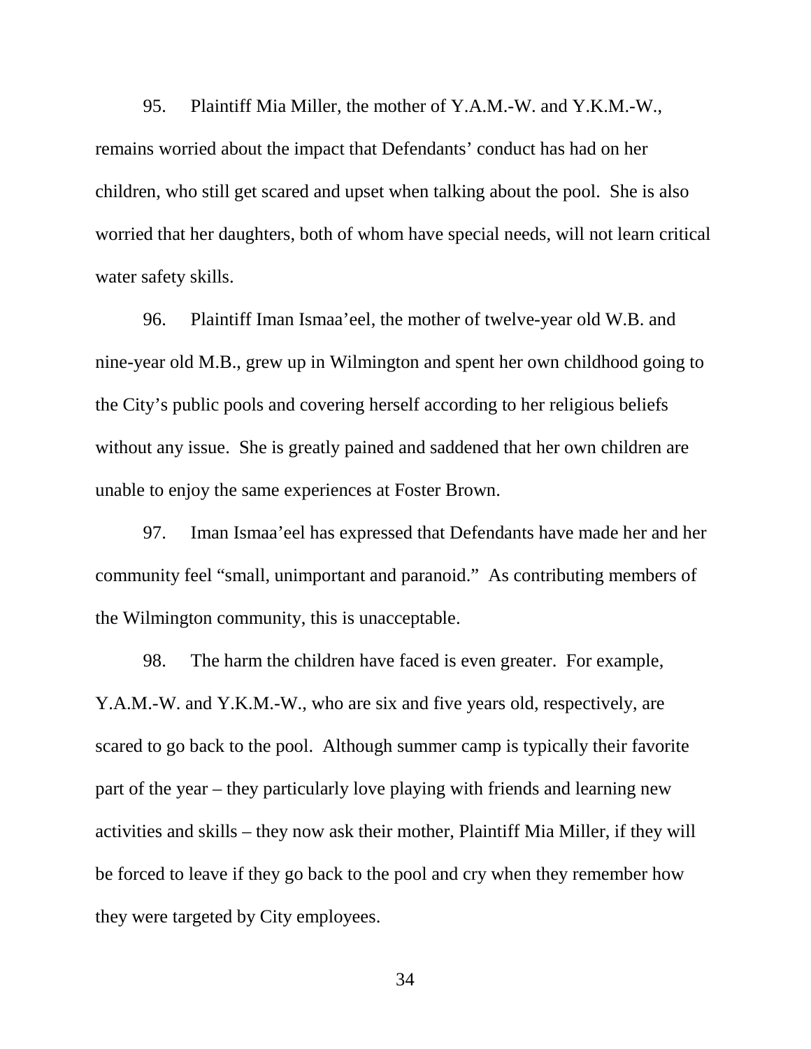95. Plaintiff Mia Miller, the mother of Y.A.M.-W. and Y.K.M.-W., remains worried about the impact that Defendants' conduct has had on her children, who still get scared and upset when talking about the pool. She is also worried that her daughters, both of whom have special needs, will not learn critical water safety skills.

96. Plaintiff Iman Ismaa'eel, the mother of twelve-year old W.B. and nine-year old M.B., grew up in Wilmington and spent her own childhood going to the City's public pools and covering herself according to her religious beliefs without any issue. She is greatly pained and saddened that her own children are unable to enjoy the same experiences at Foster Brown.

97. Iman Ismaa'eel has expressed that Defendants have made her and her community feel "small, unimportant and paranoid." As contributing members of the Wilmington community, this is unacceptable.

98. The harm the children have faced is even greater. For example, Y.A.M.-W. and Y.K.M.-W., who are six and five years old, respectively, are scared to go back to the pool. Although summer camp is typically their favorite part of the year – they particularly love playing with friends and learning new activities and skills – they now ask their mother, Plaintiff Mia Miller, if they will be forced to leave if they go back to the pool and cry when they remember how they were targeted by City employees.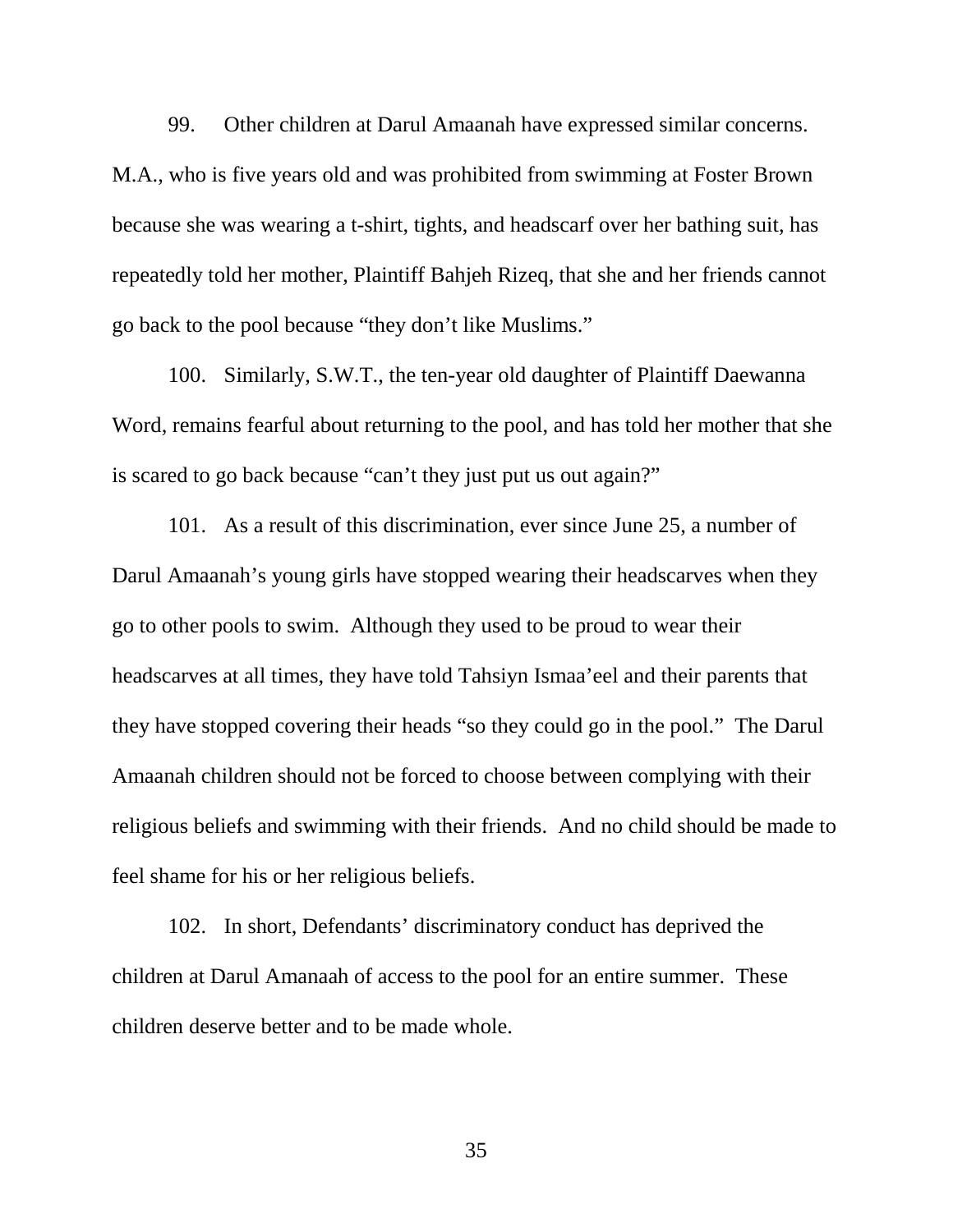99. Other children at Darul Amaanah have expressed similar concerns. M.A., who is five years old and was prohibited from swimming at Foster Brown because she was wearing a t-shirt, tights, and headscarf over her bathing suit, has repeatedly told her mother, Plaintiff Bahjeh Rizeq, that she and her friends cannot go back to the pool because "they don't like Muslims."

100. Similarly, S.W.T., the ten-year old daughter of Plaintiff Daewanna Word, remains fearful about returning to the pool, and has told her mother that she is scared to go back because "can't they just put us out again?"

101. As a result of this discrimination, ever since June 25, a number of Darul Amaanah's young girls have stopped wearing their headscarves when they go to other pools to swim. Although they used to be proud to wear their headscarves at all times, they have told Tahsiyn Ismaa'eel and their parents that they have stopped covering their heads "so they could go in the pool." The Darul Amaanah children should not be forced to choose between complying with their religious beliefs and swimming with their friends. And no child should be made to feel shame for his or her religious beliefs.

102. In short, Defendants' discriminatory conduct has deprived the children at Darul Amanaah of access to the pool for an entire summer. These children deserve better and to be made whole.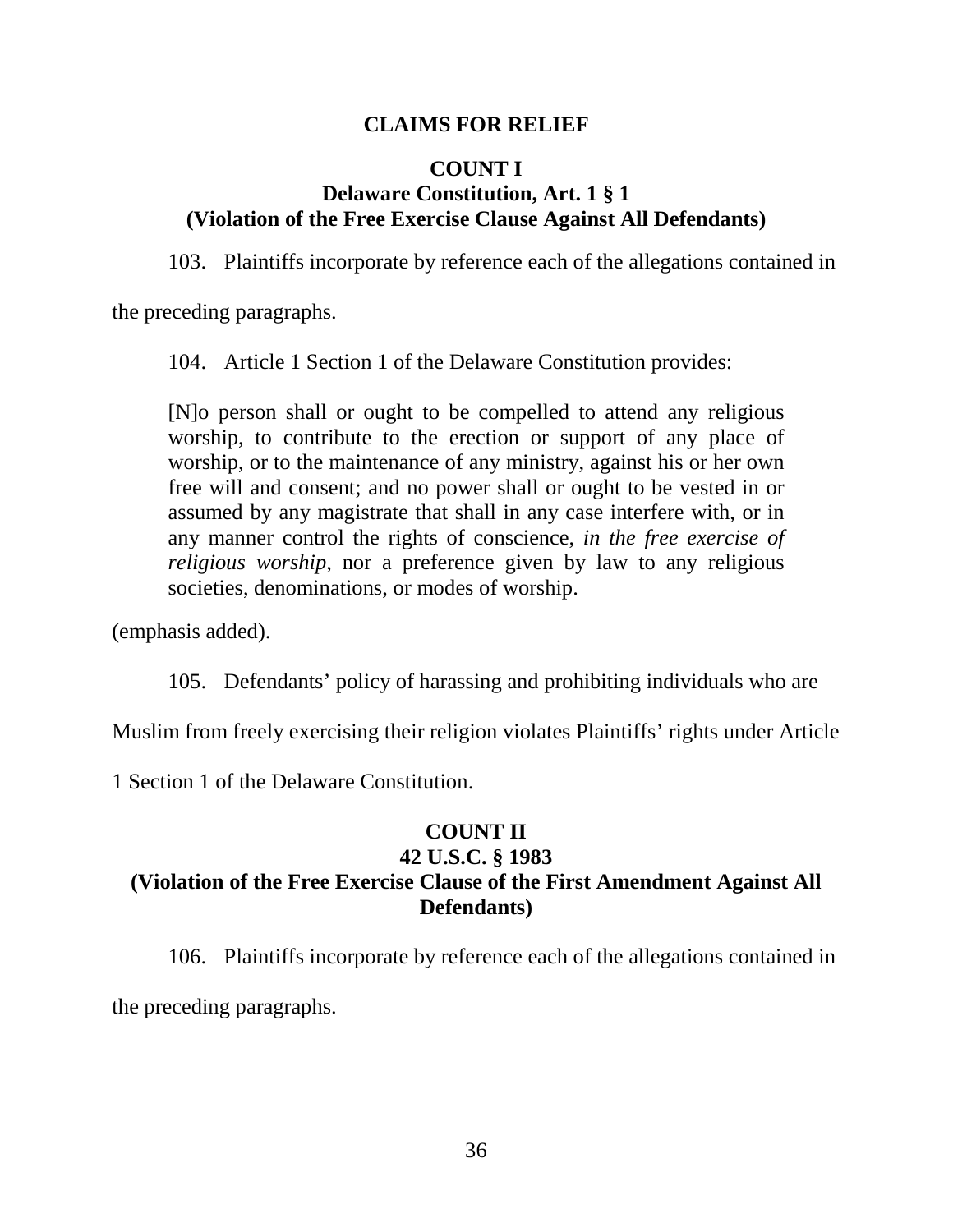## CLAIMS FOR RELIEF

### COUNT I
### Delaware Constitution, Art. 1 § 1
### (Violation of the Free Exercise Clause Against All Defendants)

103. Plaintiffs incorporate by reference each of the allegations contained in the preceding paragraphs.

104. Article 1 Section 1 of the Delaware Constitution provides:

> [N]o person shall or ought to be compelled to attend any religious worship, to contribute to the erection or support of any place of worship, or to the maintenance of any ministry, against his or her own free will and consent; and no power shall or ought to be vested in or assumed by any magistrate that shall in any case interfere with, or in any manner control the rights of conscience, *in the free exercise of religious worship*, nor a preference given by law to any religious societies, denominations, or modes of worship.

(emphasis added).

105. Defendants' policy of harassing and prohibiting individuals who are Muslim from freely exercising their religion violates Plaintiffs' rights under Article 1 Section 1 of the Delaware Constitution.

### COUNT II
### 42 U.S.C. § 1983
### (Violation of the Free Exercise Clause of the First Amendment Against All Defendants)

106. Plaintiffs incorporate by reference each of the allegations contained in the preceding paragraphs.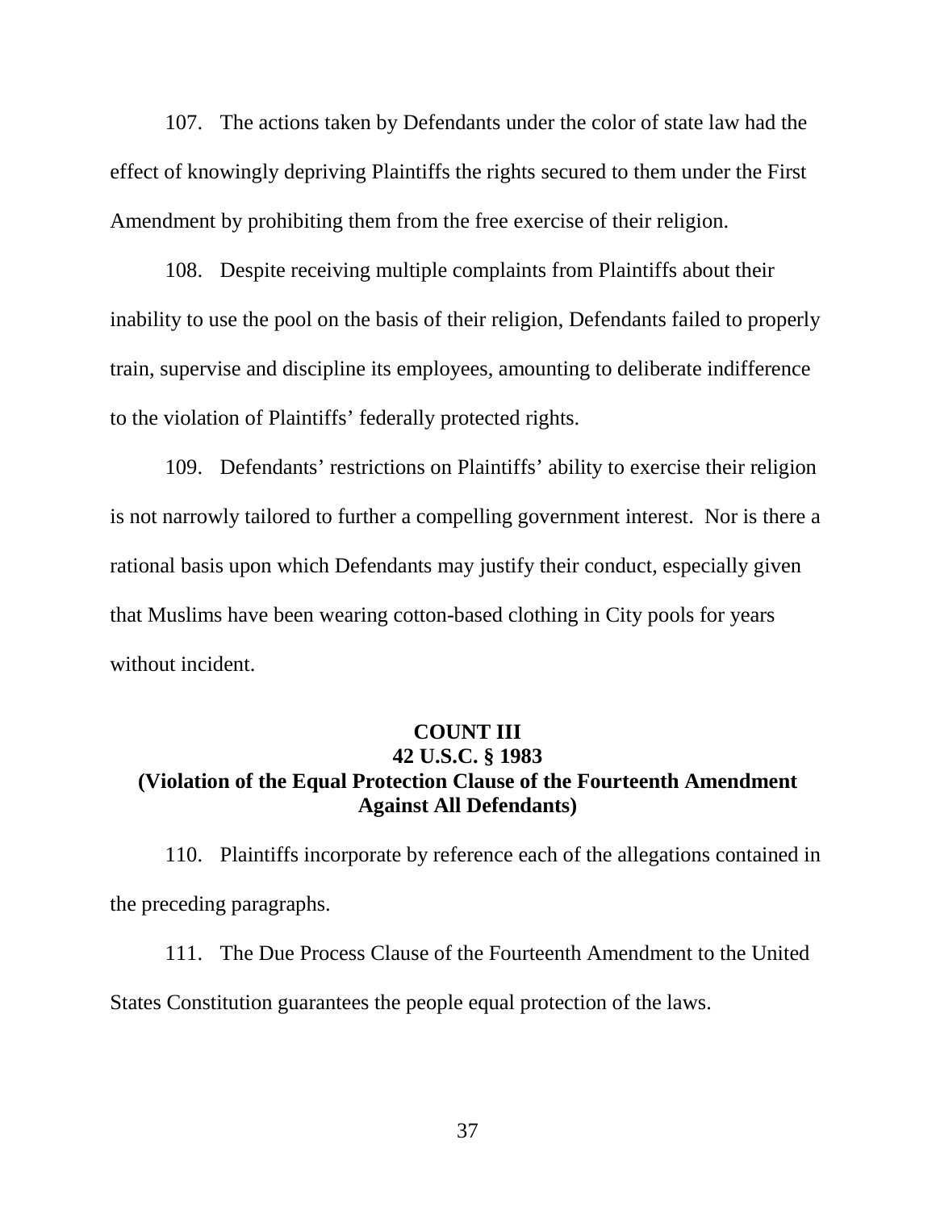107. The actions taken by Defendants under the color of state law had the effect of knowingly depriving Plaintiffs the rights secured to them under the First Amendment by prohibiting them from the free exercise of their religion.

108. Despite receiving multiple complaints from Plaintiffs about their inability to use the pool on the basis of their religion, Defendants failed to properly train, supervise and discipline its employees, amounting to deliberate indifference to the violation of Plaintiffs' federally protected rights.

109. Defendants' restrictions on Plaintiffs' ability to exercise their religion is not narrowly tailored to further a compelling government interest. Nor is there a rational basis upon which Defendants may justify their conduct, especially given that Muslims have been wearing cotton-based clothing in City pools for years without incident.

## COUNT III
## 42 U.S.C. § 1983
## (Violation of the Equal Protection Clause of the Fourteenth Amendment Against All Defendants)

110. Plaintiffs incorporate by reference each of the allegations contained in the preceding paragraphs.

111. The Due Process Clause of the Fourteenth Amendment to the United States Constitution guarantees the people equal protection of the laws.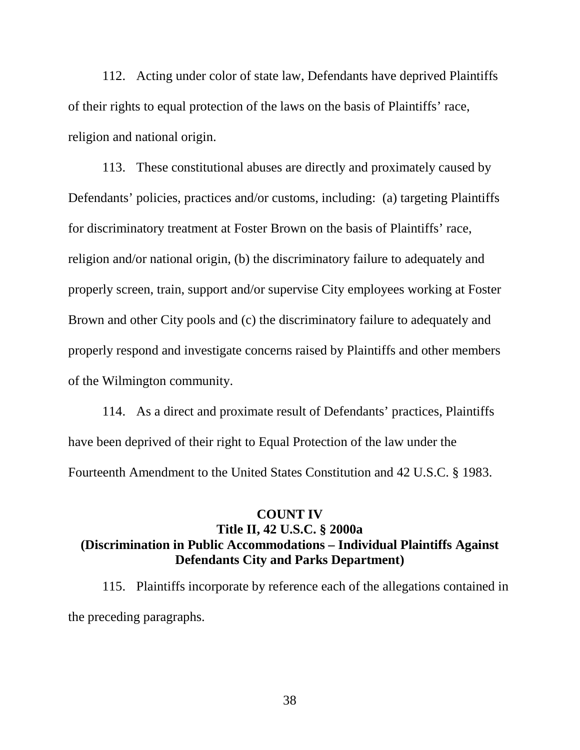112. Acting under color of state law, Defendants have deprived Plaintiffs of their rights to equal protection of the laws on the basis of Plaintiffs' race, religion and national origin.

113. These constitutional abuses are directly and proximately caused by Defendants' policies, practices and/or customs, including: (a) targeting Plaintiffs for discriminatory treatment at Foster Brown on the basis of Plaintiffs' race, religion and/or national origin, (b) the discriminatory failure to adequately and properly screen, train, support and/or supervise City employees working at Foster Brown and other City pools and (c) the discriminatory failure to adequately and properly respond and investigate concerns raised by Plaintiffs and other members of the Wilmington community.

114. As a direct and proximate result of Defendants' practices, Plaintiffs have been deprived of their right to Equal Protection of the law under the Fourteenth Amendment to the United States Constitution and 42 U.S.C. § 1983.

## COUNT IV
## Title II, 42 U.S.C. § 2000a
## (Discrimination in Public Accommodations – Individual Plaintiffs Against Defendants City and Parks Department)

115. Plaintiffs incorporate by reference each of the allegations contained in the preceding paragraphs.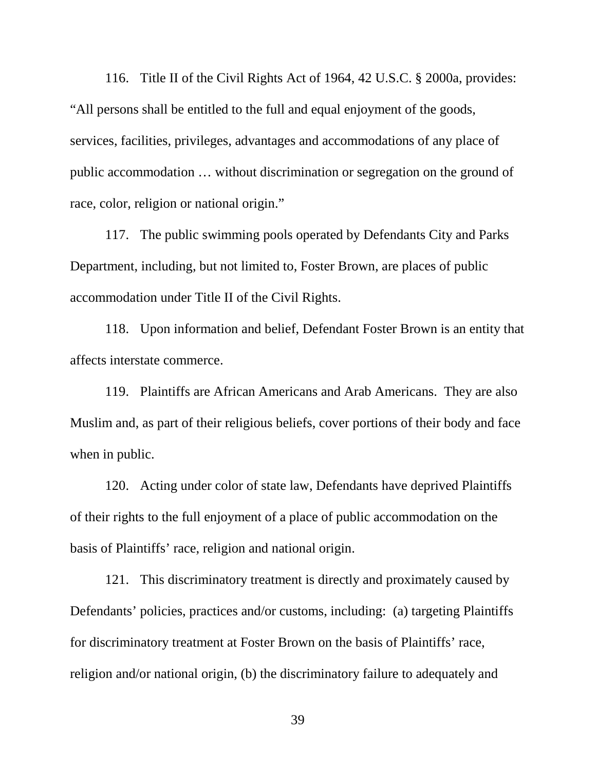116. Title II of the Civil Rights Act of 1964, 42 U.S.C. § 2000a, provides: "All persons shall be entitled to the full and equal enjoyment of the goods, services, facilities, privileges, advantages and accommodations of any place of public accommodation … without discrimination or segregation on the ground of race, color, religion or national origin."

117. The public swimming pools operated by Defendants City and Parks Department, including, but not limited to, Foster Brown, are places of public accommodation under Title II of the Civil Rights.

118. Upon information and belief, Defendant Foster Brown is an entity that affects interstate commerce.

119. Plaintiffs are African Americans and Arab Americans. They are also Muslim and, as part of their religious beliefs, cover portions of their body and face when in public.

120. Acting under color of state law, Defendants have deprived Plaintiffs of their rights to the full enjoyment of a place of public accommodation on the basis of Plaintiffs' race, religion and national origin.

121. This discriminatory treatment is directly and proximately caused by Defendants' policies, practices and/or customs, including: (a) targeting Plaintiffs for discriminatory treatment at Foster Brown on the basis of Plaintiffs' race, religion and/or national origin, (b) the discriminatory failure to adequately and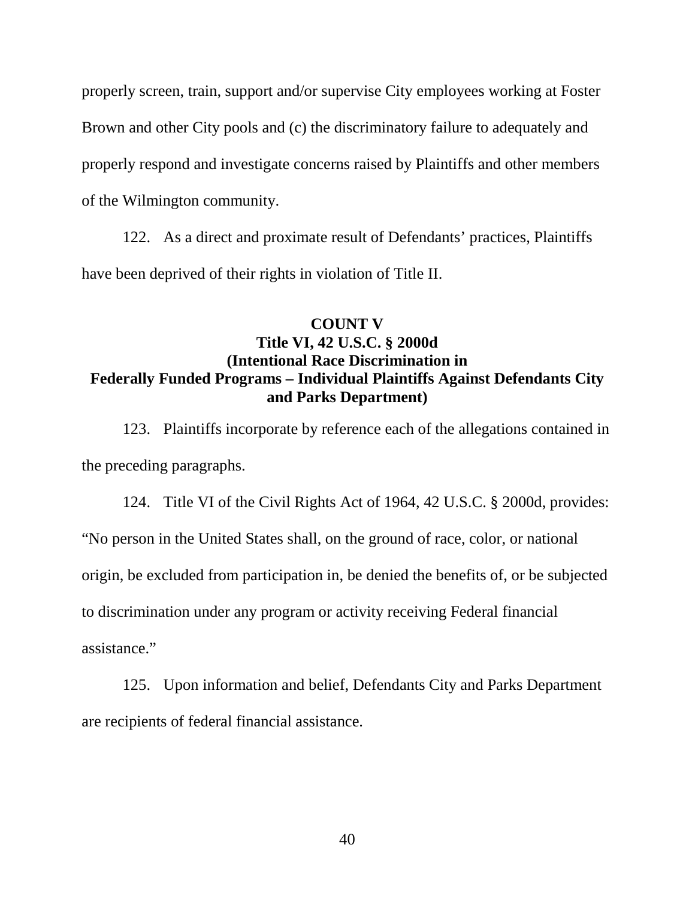properly screen, train, support and/or supervise City employees working at Foster Brown and other City pools and (c) the discriminatory failure to adequately and properly respond and investigate concerns raised by Plaintiffs and other members of the Wilmington community.

122. As a direct and proximate result of Defendants' practices, Plaintiffs have been deprived of their rights in violation of Title II.

**COUNT V**
**Title VI, 42 U.S.C. § 2000d**
**(Intentional Race Discrimination in Federally Funded Programs – Individual Plaintiffs Against Defendants City and Parks Department)**

123. Plaintiffs incorporate by reference each of the allegations contained in the preceding paragraphs.

124. Title VI of the Civil Rights Act of 1964, 42 U.S.C. § 2000d, provides: "No person in the United States shall, on the ground of race, color, or national origin, be excluded from participation in, be denied the benefits of, or be subjected to discrimination under any program or activity receiving Federal financial assistance."

125. Upon information and belief, Defendants City and Parks Department are recipients of federal financial assistance.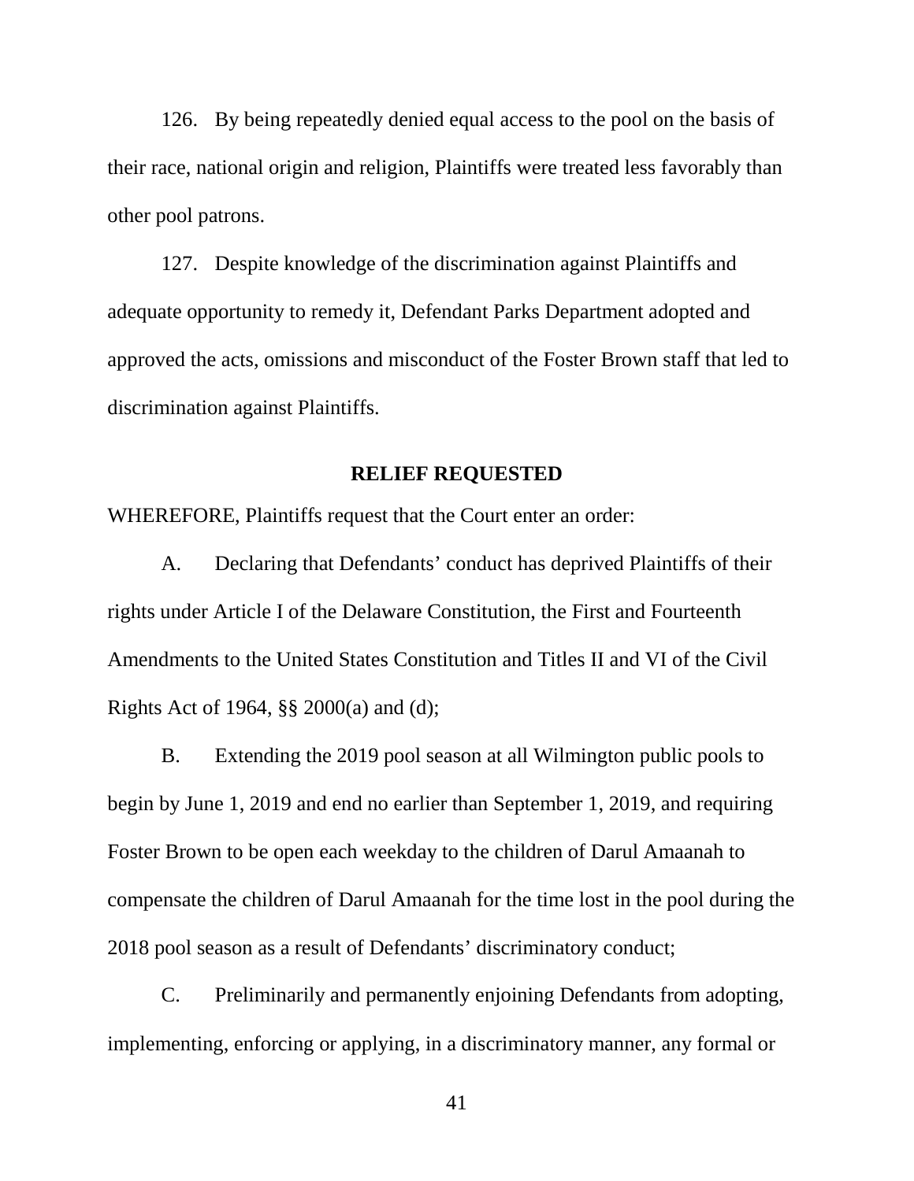126. By being repeatedly denied equal access to the pool on the basis of their race, national origin and religion, Plaintiffs were treated less favorably than other pool patrons.

127. Despite knowledge of the discrimination against Plaintiffs and adequate opportunity to remedy it, Defendant Parks Department adopted and approved the acts, omissions and misconduct of the Foster Brown staff that led to discrimination against Plaintiffs.

## RELIEF REQUESTED

WHEREFORE, Plaintiffs request that the Court enter an order:

A. Declaring that Defendants' conduct has deprived Plaintiffs of their rights under Article I of the Delaware Constitution, the First and Fourteenth Amendments to the United States Constitution and Titles II and VI of the Civil Rights Act of 1964, §§ 2000(a) and (d);

B. Extending the 2019 pool season at all Wilmington public pools to begin by June 1, 2019 and end no earlier than September 1, 2019, and requiring Foster Brown to be open each weekday to the children of Darul Amaanah to compensate the children of Darul Amaanah for the time lost in the pool during the 2018 pool season as a result of Defendants' discriminatory conduct;

C. Preliminarily and permanently enjoining Defendants from adopting, implementing, enforcing or applying, in a discriminatory manner, any formal or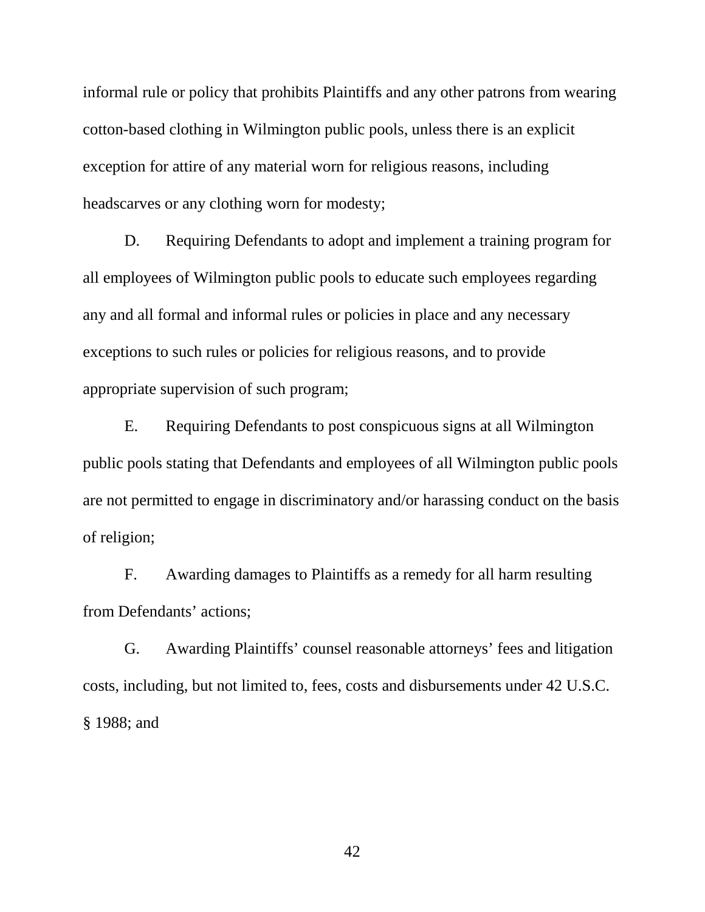informal rule or policy that prohibits Plaintiffs and any other patrons from wearing cotton-based clothing in Wilmington public pools, unless there is an explicit exception for attire of any material worn for religious reasons, including headscarves or any clothing worn for modesty;

D. Requiring Defendants to adopt and implement a training program for all employees of Wilmington public pools to educate such employees regarding any and all formal and informal rules or policies in place and any necessary exceptions to such rules or policies for religious reasons, and to provide appropriate supervision of such program;

E. Requiring Defendants to post conspicuous signs at all Wilmington public pools stating that Defendants and employees of all Wilmington public pools are not permitted to engage in discriminatory and/or harassing conduct on the basis of religion;

F. Awarding damages to Plaintiffs as a remedy for all harm resulting from Defendants' actions;

G. Awarding Plaintiffs' counsel reasonable attorneys' fees and litigation costs, including, but not limited to, fees, costs and disbursements under 42 U.S.C. § 1988; and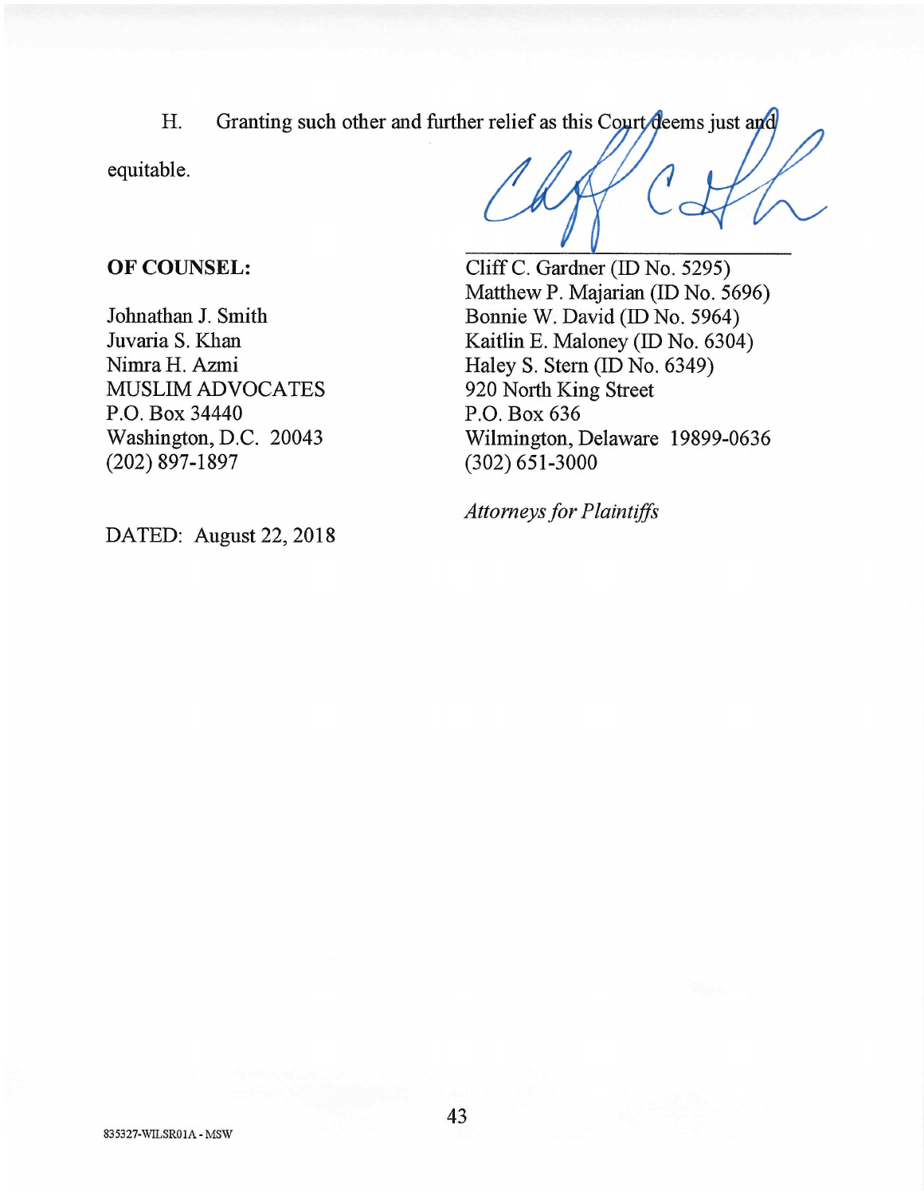H. Granting such other and further relief as this Court deems just and equitable.

**OF COUNSEL:**

Johnathan J. Smith
Juvaria S. Khan
Nimra H. Azmi
MUSLIM ADVOCATES
P.O. Box 34440
Washington, D.C. 20043
(202) 897-1897

DATED: August 22, 2018

Cliff C. Gardner (ID No. 5295)
Matthew P. Majarian (ID No. 5696)
Bonnie W. David (ID No. 5964)
Kaitlin E. Maloney (ID No. 6304)
Haley S. Stern (ID No. 6349)
920 North King Street
P.O. Box 636
Wilmington, Delaware 19899-0636
(302) 651-3000

*Attorneys for Plaintiffs*

835327-WILSR01A - MSW